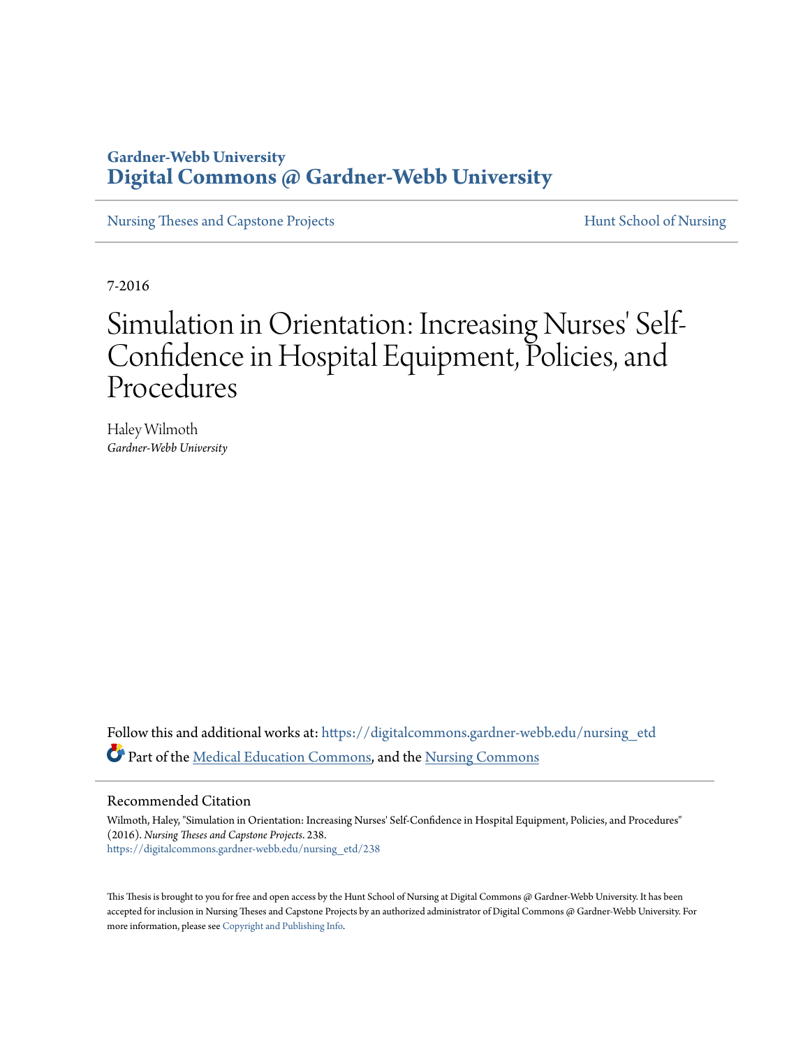Gardner-Webb University
# Digital Commons @ Gardner-Webb University

Nursing Theses and Capstone Projects — Hunt School of Nursing

7-2016

# Simulation in Orientation: Increasing Nurses' Self-Confidence in Hospital Equipment, Policies, and Procedures

Haley Wilmoth
*Gardner-Webb University*

Follow this and additional works at: https://digitalcommons.gardner-webb.edu/nursing_etd

Part of the Medical Education Commons, and the Nursing Commons

## Recommended Citation

Wilmoth, Haley, "Simulation in Orientation: Increasing Nurses' Self-Confidence in Hospital Equipment, Policies, and Procedures" (2016). *Nursing Theses and Capstone Projects*. 238.
https://digitalcommons.gardner-webb.edu/nursing_etd/238

This Thesis is brought to you for free and open access by the Hunt School of Nursing at Digital Commons @ Gardner-Webb University. It has been accepted for inclusion in Nursing Theses and Capstone Projects by an authorized administrator of Digital Commons @ Gardner-Webb University. For more information, please see Copyright and Publishing Info.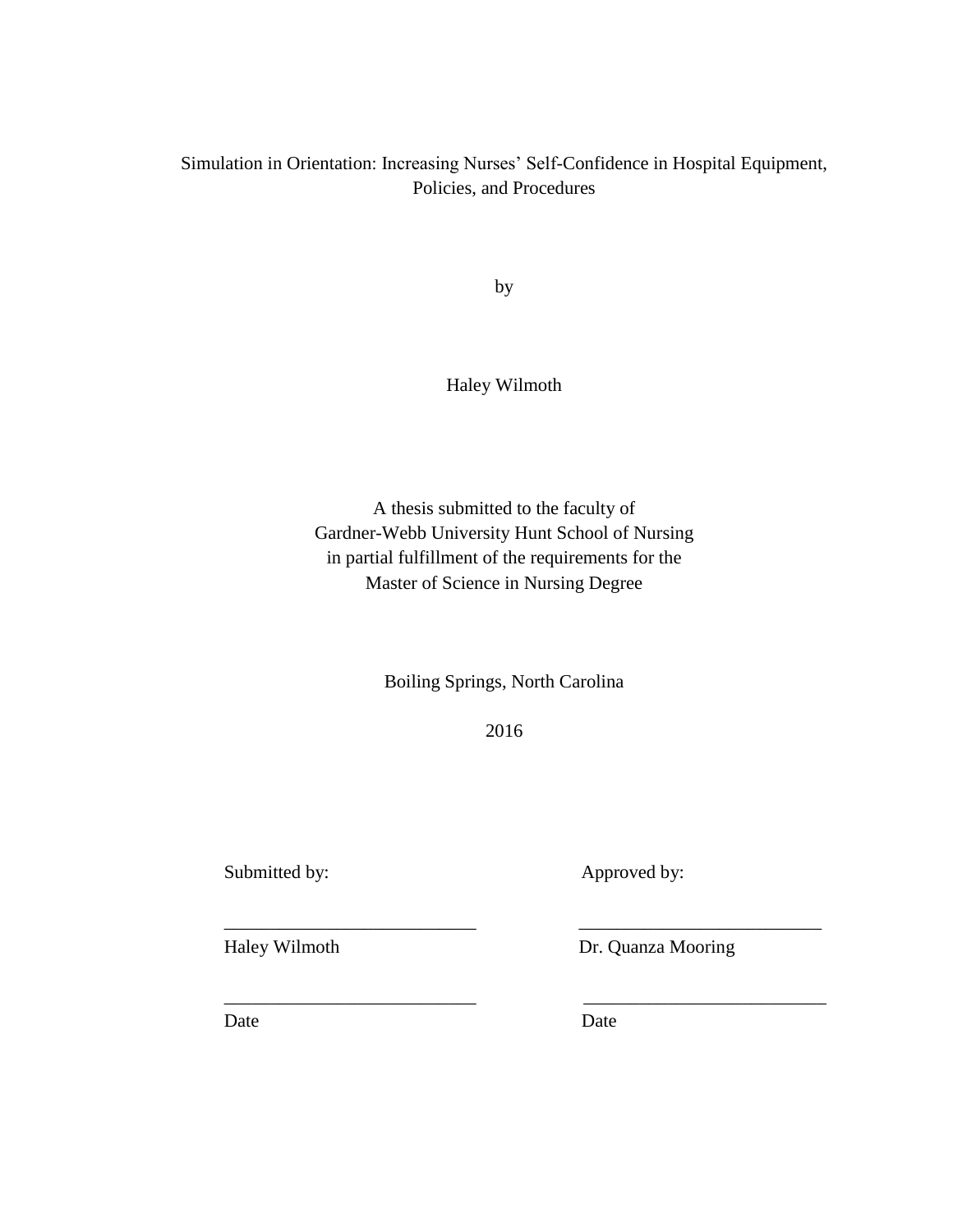Simulation in Orientation: Increasing Nurses' Self-Confidence in Hospital Equipment, Policies, and Procedures

by

Haley Wilmoth

A thesis submitted to the faculty of
Gardner-Webb University Hunt School of Nursing
in partial fulfillment of the requirements for the
Master of Science in Nursing Degree

Boiling Springs, North Carolina

2016

| Submitted by: | Approved by: |
|---|---|
| ___________________________ | ___________________________ |
| Haley Wilmoth | Dr. Quanza Mooring |
| ___________________________ | ___________________________ |
| Date | Date |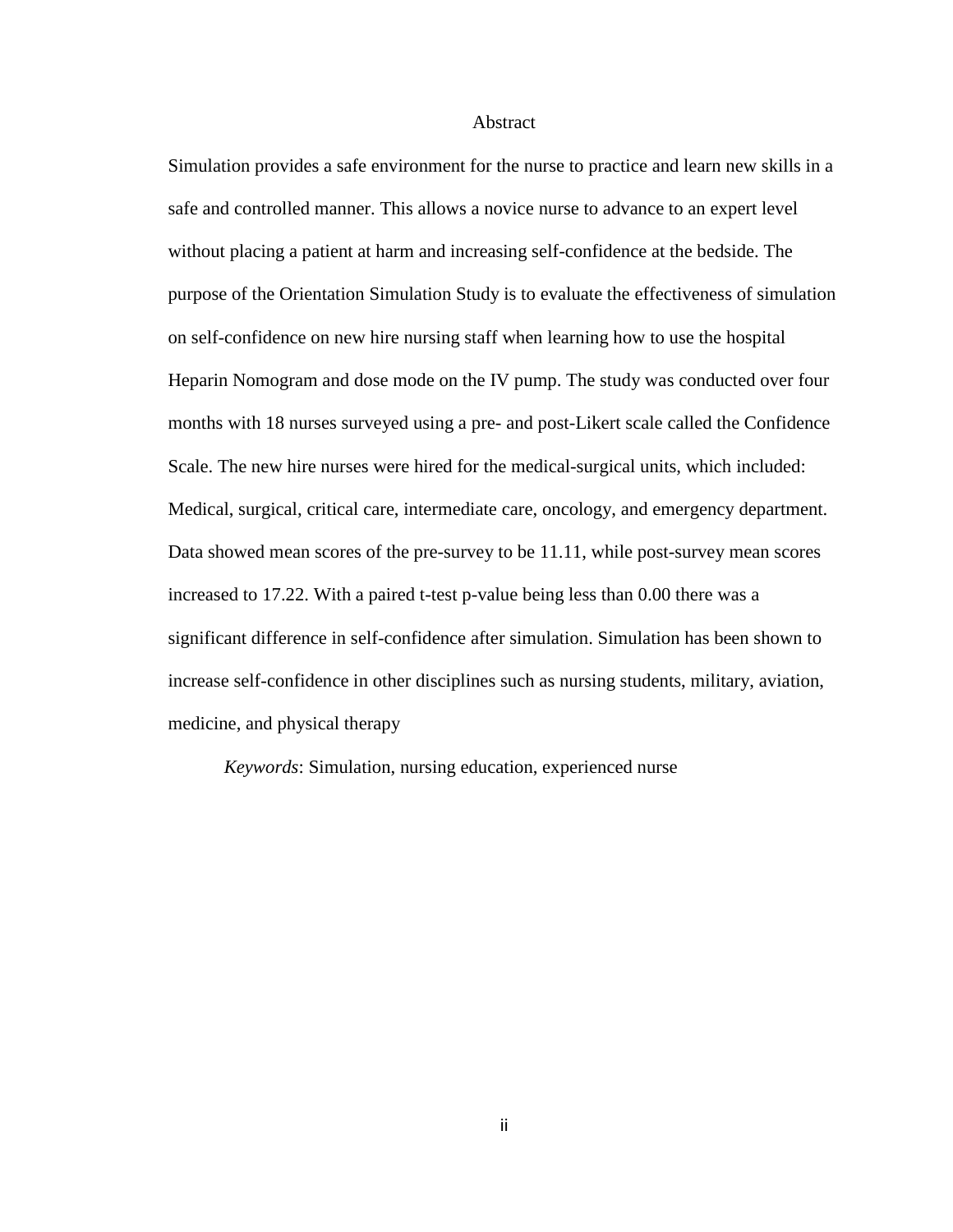# Abstract

Simulation provides a safe environment for the nurse to practice and learn new skills in a safe and controlled manner. This allows a novice nurse to advance to an expert level without placing a patient at harm and increasing self-confidence at the bedside. The purpose of the Orientation Simulation Study is to evaluate the effectiveness of simulation on self-confidence on new hire nursing staff when learning how to use the hospital Heparin Nomogram and dose mode on the IV pump. The study was conducted over four months with 18 nurses surveyed using a pre- and post-Likert scale called the Confidence Scale. The new hire nurses were hired for the medical-surgical units, which included: Medical, surgical, critical care, intermediate care, oncology, and emergency department. Data showed mean scores of the pre-survey to be 11.11, while post-survey mean scores increased to 17.22. With a paired t-test p-value being less than 0.00 there was a significant difference in self-confidence after simulation. Simulation has been shown to increase self-confidence in other disciplines such as nursing students, military, aviation, medicine, and physical therapy

*Keywords*: Simulation, nursing education, experienced nurse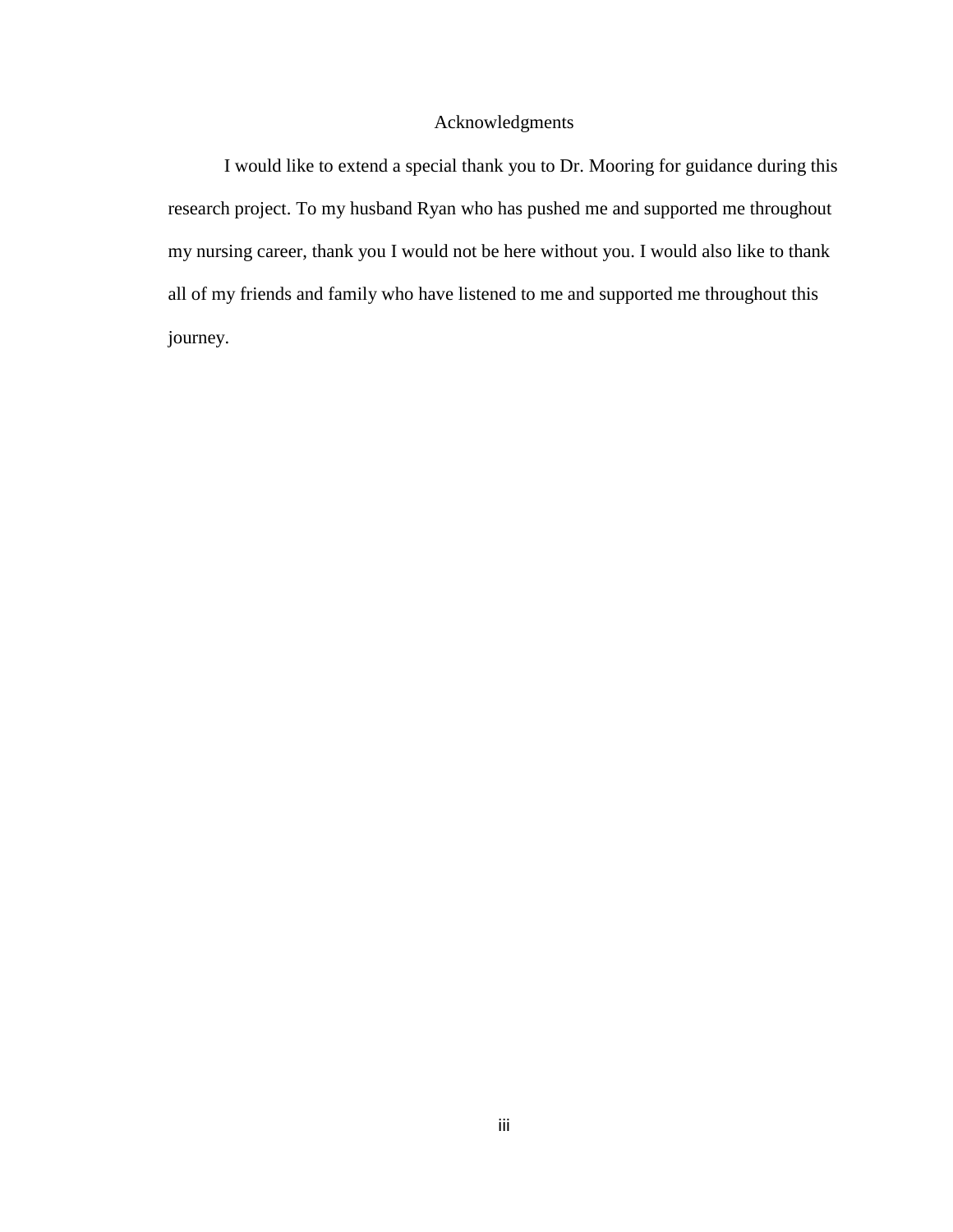# Acknowledgments

I would like to extend a special thank you to Dr. Mooring for guidance during this research project. To my husband Ryan who has pushed me and supported me throughout my nursing career, thank you I would not be here without you. I would also like to thank all of my friends and family who have listened to me and supported me throughout this journey.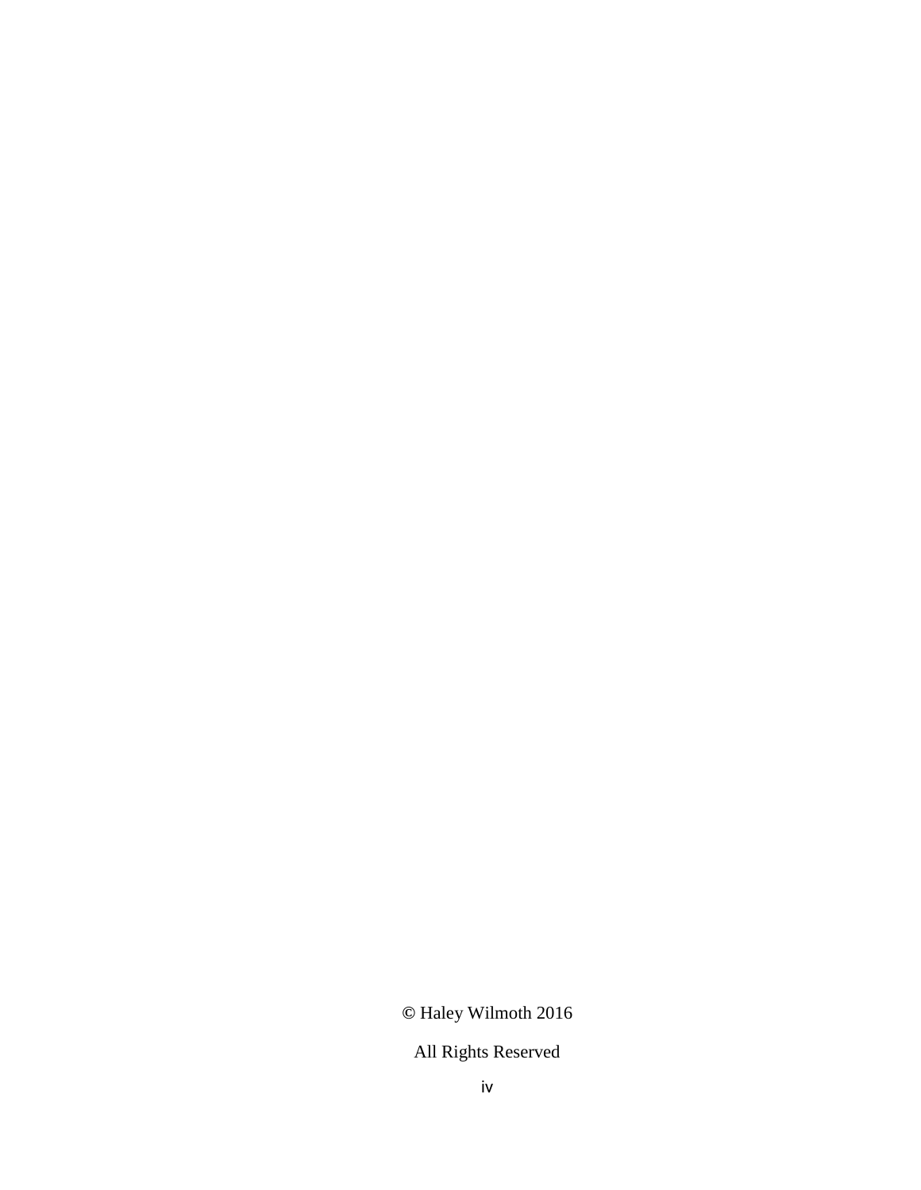© Haley Wilmoth 2016

All Rights Reserved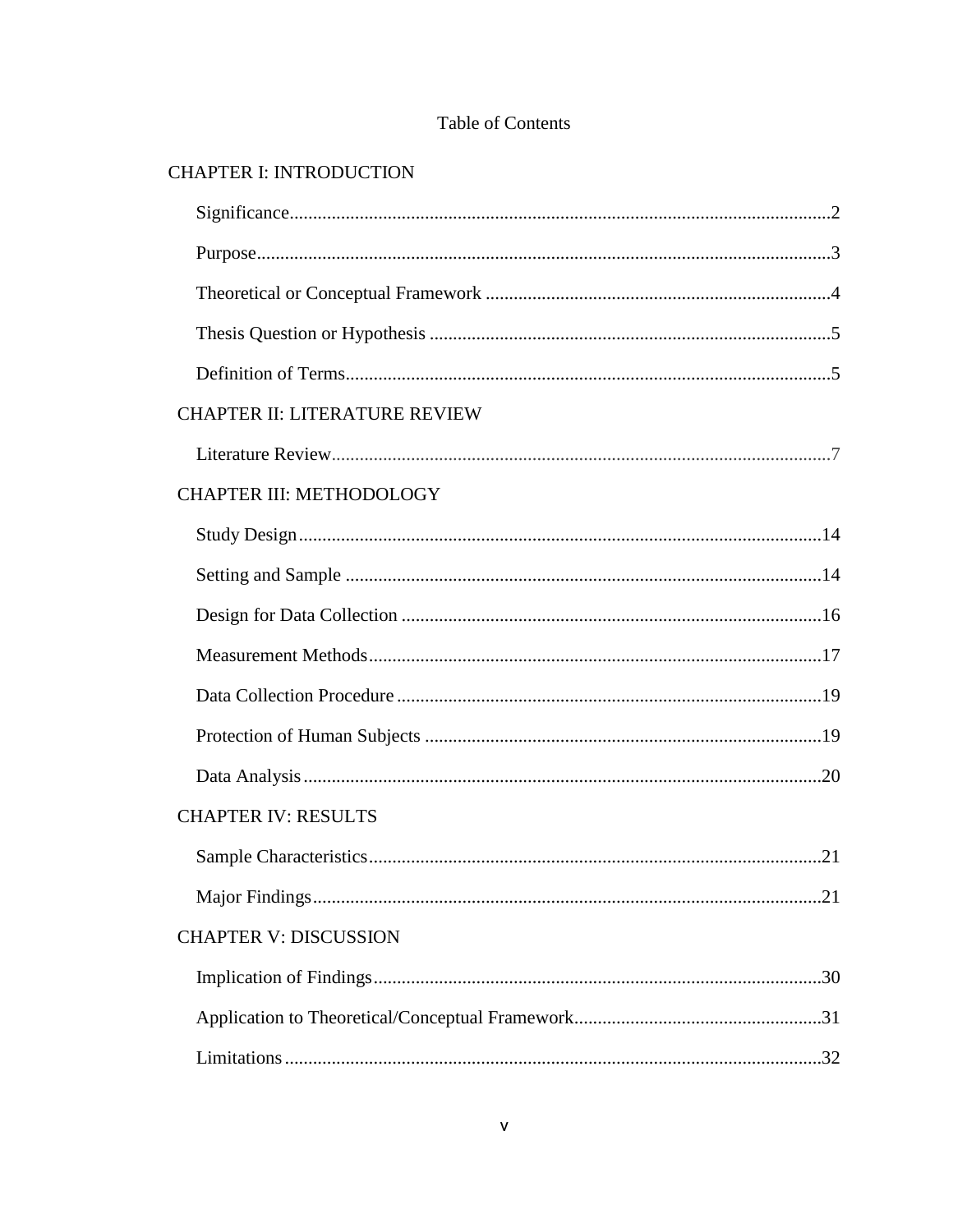# Table of Contents

CHAPTER I: INTRODUCTION

- Significance....2
- Purpose....3
- Theoretical or Conceptual Framework....4
- Thesis Question or Hypothesis....5
- Definition of Terms....5

CHAPTER II: LITERATURE REVIEW

- Literature Review....7

CHAPTER III: METHODOLOGY

- Study Design....14
- Setting and Sample....14
- Design for Data Collection....16
- Measurement Methods....17
- Data Collection Procedure....19
- Protection of Human Subjects....19
- Data Analysis....20

CHAPTER IV: RESULTS

- Sample Characteristics....21
- Major Findings....21

CHAPTER V: DISCUSSION

- Implication of Findings....30
- Application to Theoretical/Conceptual Framework....31
- Limitations....32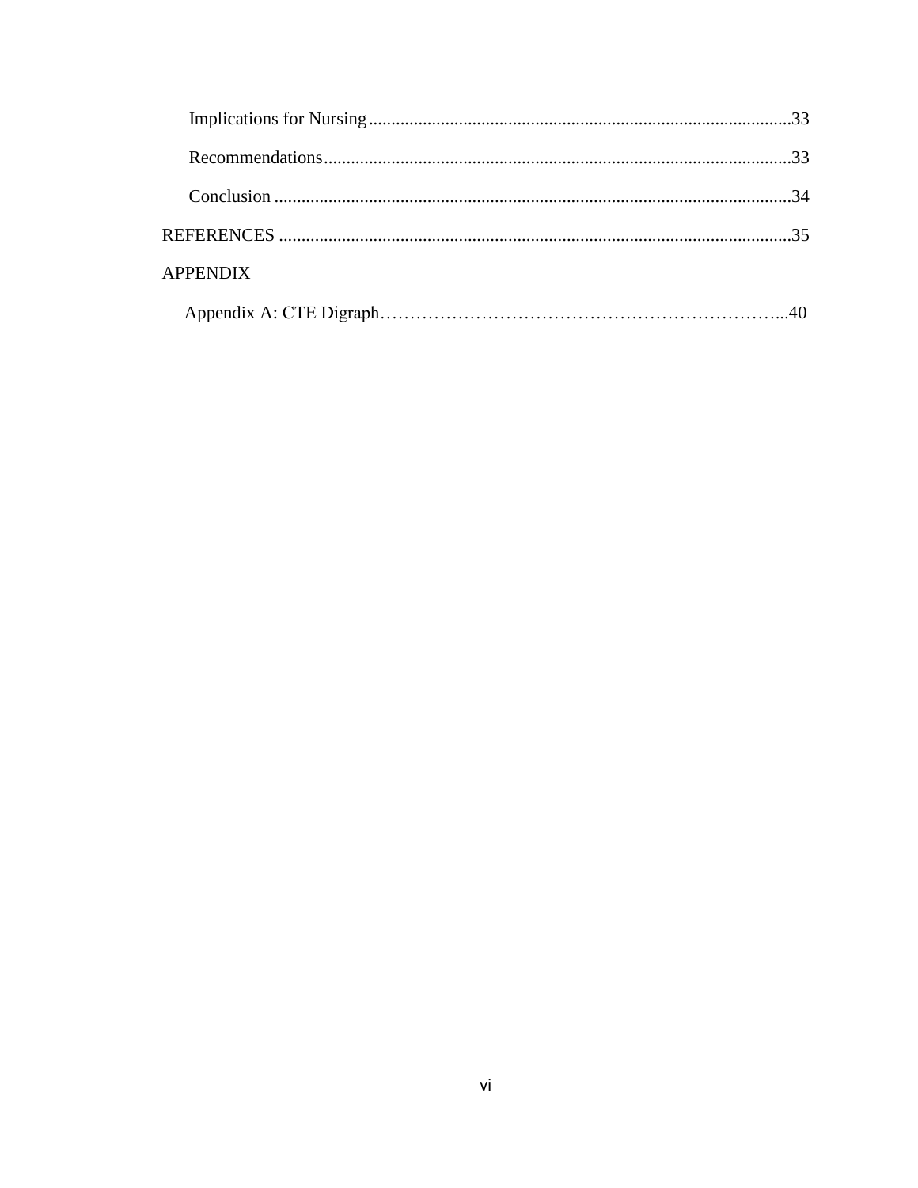Implications for Nursing ............................................................................................33

Recommendations.......................................................................................................33

Conclusion ..................................................................................................................34

REFERENCES ................................................................................................................35

APPENDIX

Appendix A: CTE Digraph…………………………………………………………...40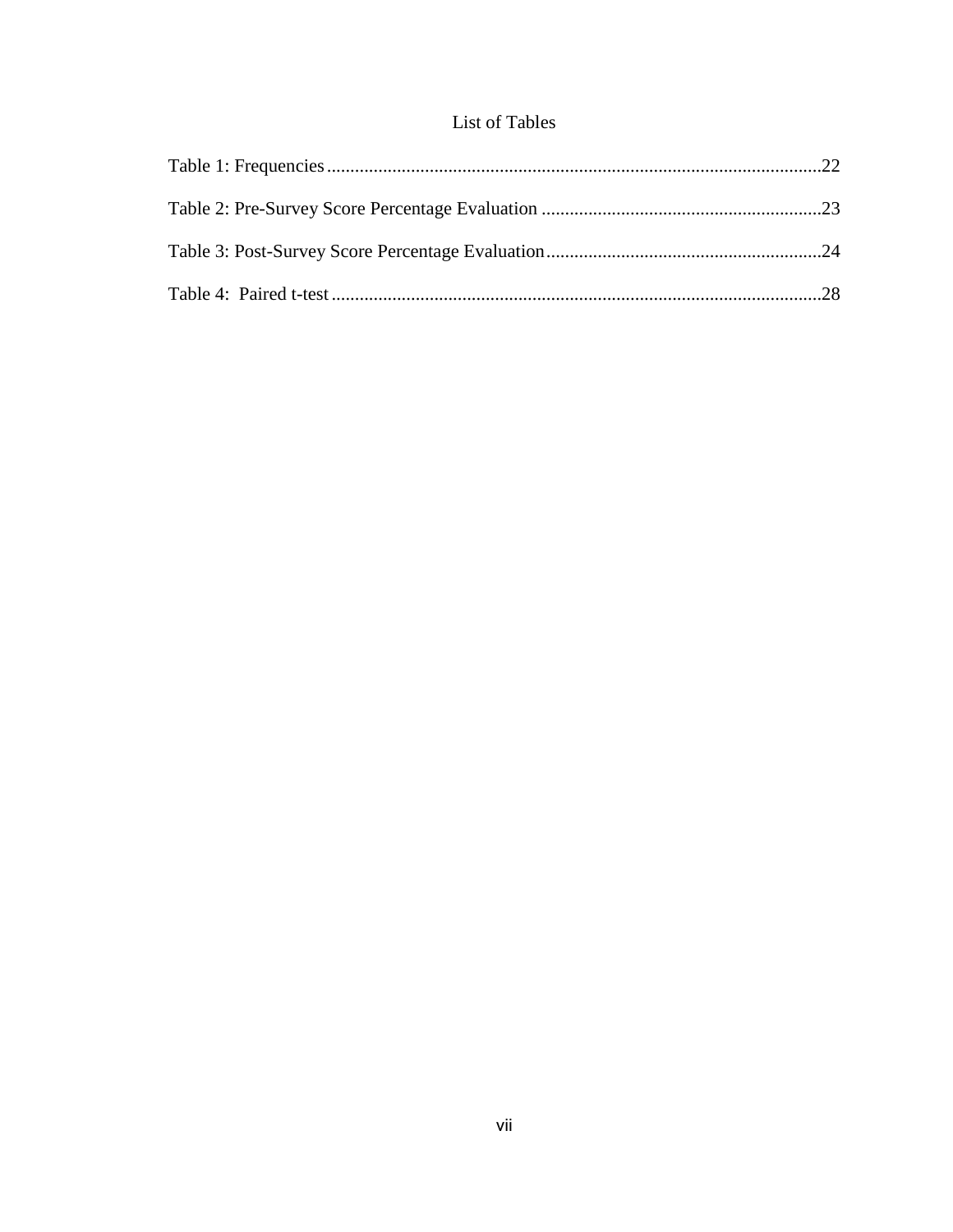# List of Tables

Table 1: Frequencies.........................................................................................................22

Table 2: Pre-Survey Score Percentage Evaluation ...........................................................23

Table 3: Post-Survey Score Percentage Evaluation..........................................................24

Table 4:  Paired t-test........................................................................................................28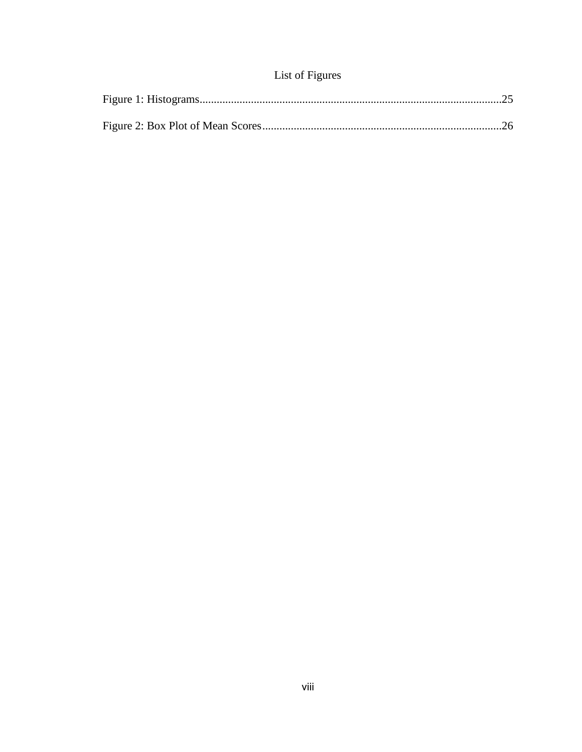# List of Figures

Figure 1: Histograms.........................................................................................................25

Figure 2: Box Plot of Mean Scores...................................................................................26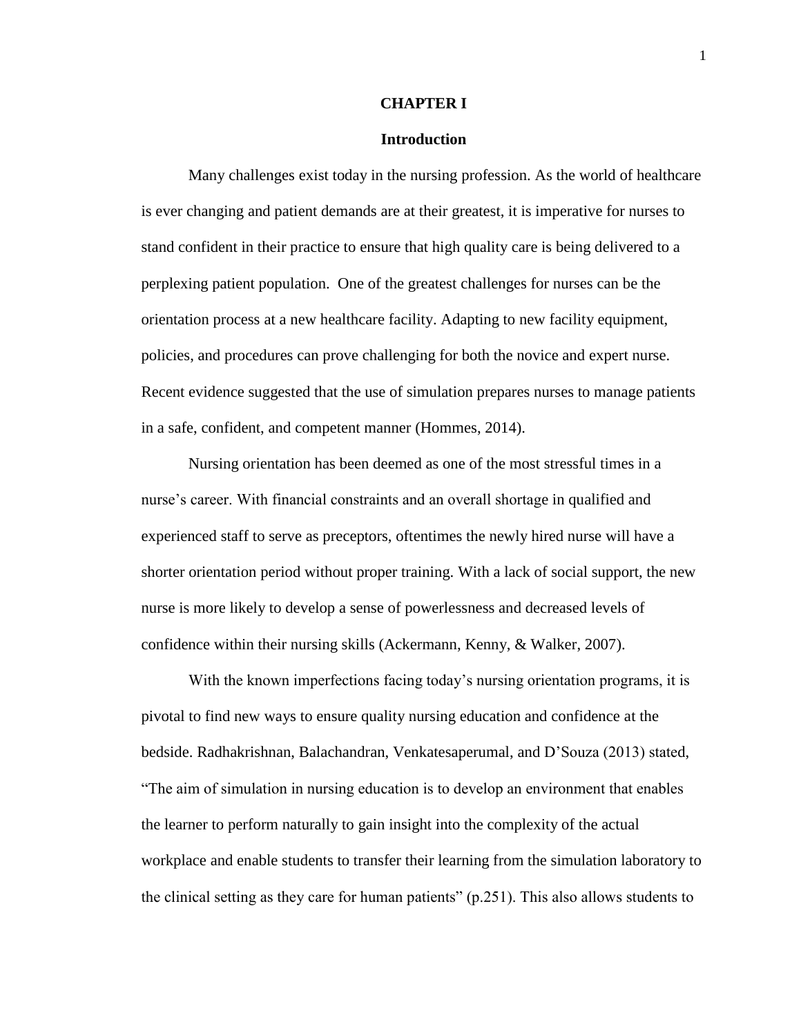# CHAPTER I

## Introduction

Many challenges exist today in the nursing profession. As the world of healthcare is ever changing and patient demands are at their greatest, it is imperative for nurses to stand confident in their practice to ensure that high quality care is being delivered to a perplexing patient population. One of the greatest challenges for nurses can be the orientation process at a new healthcare facility. Adapting to new facility equipment, policies, and procedures can prove challenging for both the novice and expert nurse. Recent evidence suggested that the use of simulation prepares nurses to manage patients in a safe, confident, and competent manner (Hommes, 2014).

Nursing orientation has been deemed as one of the most stressful times in a nurse's career. With financial constraints and an overall shortage in qualified and experienced staff to serve as preceptors, oftentimes the newly hired nurse will have a shorter orientation period without proper training. With a lack of social support, the new nurse is more likely to develop a sense of powerlessness and decreased levels of confidence within their nursing skills (Ackermann, Kenny, & Walker, 2007).

With the known imperfections facing today's nursing orientation programs, it is pivotal to find new ways to ensure quality nursing education and confidence at the bedside. Radhakrishnan, Balachandran, Venkatesaperumal, and D'Souza (2013) stated, "The aim of simulation in nursing education is to develop an environment that enables the learner to perform naturally to gain insight into the complexity of the actual workplace and enable students to transfer their learning from the simulation laboratory to the clinical setting as they care for human patients" (p.251). This also allows students to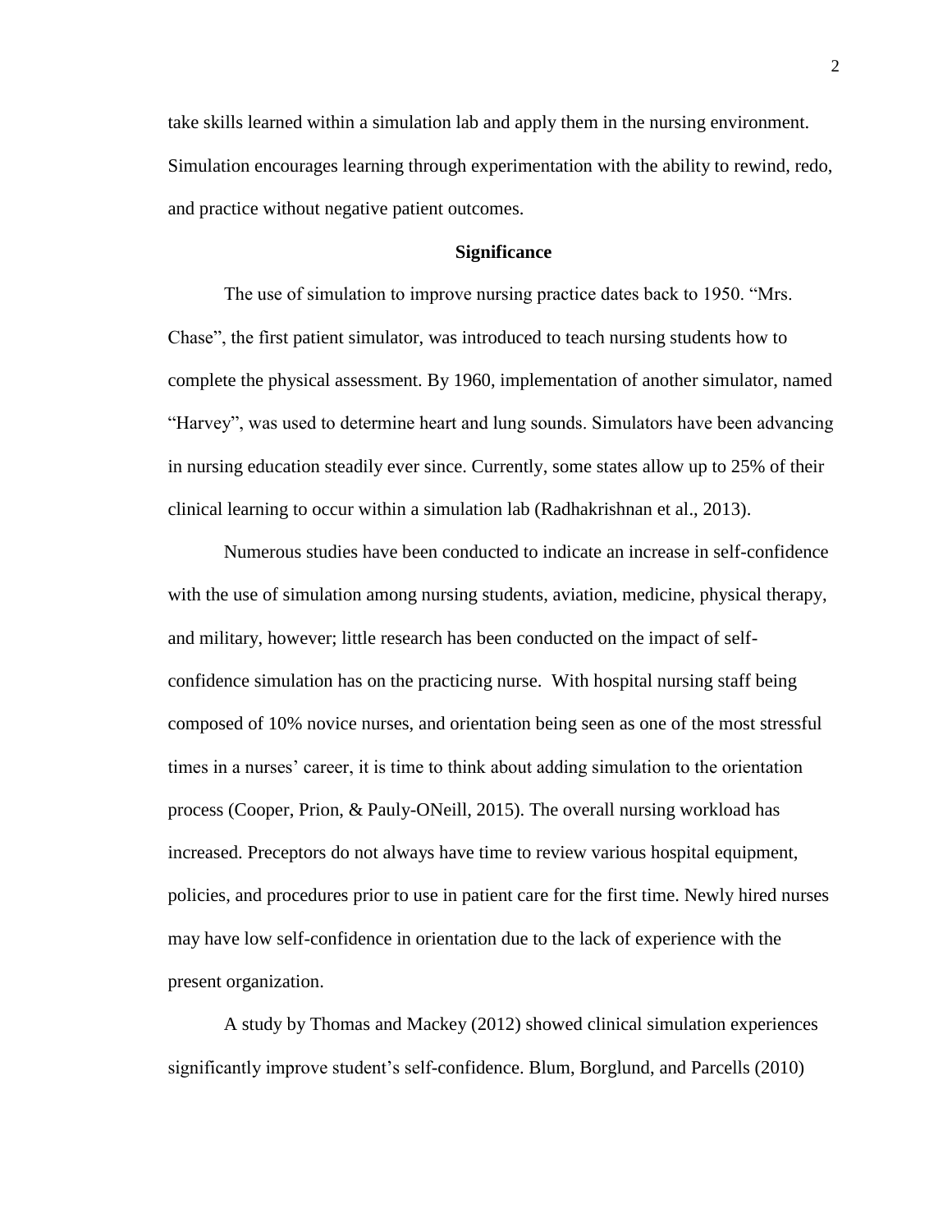take skills learned within a simulation lab and apply them in the nursing environment. Simulation encourages learning through experimentation with the ability to rewind, redo, and practice without negative patient outcomes.

## Significance

The use of simulation to improve nursing practice dates back to 1950. “Mrs. Chase”, the first patient simulator, was introduced to teach nursing students how to complete the physical assessment. By 1960, implementation of another simulator, named “Harvey”, was used to determine heart and lung sounds. Simulators have been advancing in nursing education steadily ever since. Currently, some states allow up to 25% of their clinical learning to occur within a simulation lab (Radhakrishnan et al., 2013).

Numerous studies have been conducted to indicate an increase in self-confidence with the use of simulation among nursing students, aviation, medicine, physical therapy, and military, however; little research has been conducted on the impact of self-confidence simulation has on the practicing nurse. With hospital nursing staff being composed of 10% novice nurses, and orientation being seen as one of the most stressful times in a nurses’ career, it is time to think about adding simulation to the orientation process (Cooper, Prion, & Pauly-ONeill, 2015). The overall nursing workload has increased. Preceptors do not always have time to review various hospital equipment, policies, and procedures prior to use in patient care for the first time. Newly hired nurses may have low self-confidence in orientation due to the lack of experience with the present organization.

A study by Thomas and Mackey (2012) showed clinical simulation experiences significantly improve student’s self-confidence. Blum, Borglund, and Parcells (2010)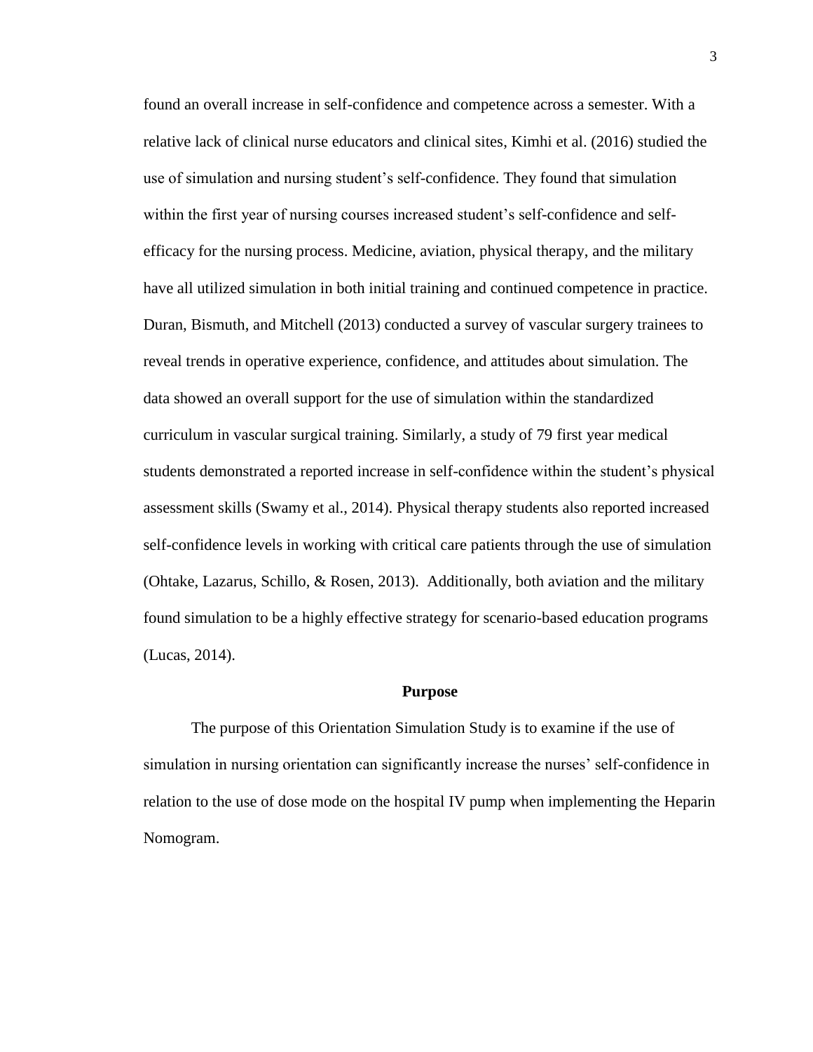found an overall increase in self-confidence and competence across a semester. With a relative lack of clinical nurse educators and clinical sites, Kimhi et al. (2016) studied the use of simulation and nursing student's self-confidence. They found that simulation within the first year of nursing courses increased student's self-confidence and self-efficacy for the nursing process. Medicine, aviation, physical therapy, and the military have all utilized simulation in both initial training and continued competence in practice. Duran, Bismuth, and Mitchell (2013) conducted a survey of vascular surgery trainees to reveal trends in operative experience, confidence, and attitudes about simulation. The data showed an overall support for the use of simulation within the standardized curriculum in vascular surgical training. Similarly, a study of 79 first year medical students demonstrated a reported increase in self-confidence within the student's physical assessment skills (Swamy et al., 2014). Physical therapy students also reported increased self-confidence levels in working with critical care patients through the use of simulation (Ohtake, Lazarus, Schillo, & Rosen, 2013). Additionally, both aviation and the military found simulation to be a highly effective strategy for scenario-based education programs (Lucas, 2014).

## Purpose

The purpose of this Orientation Simulation Study is to examine if the use of simulation in nursing orientation can significantly increase the nurses' self-confidence in relation to the use of dose mode on the hospital IV pump when implementing the Heparin Nomogram.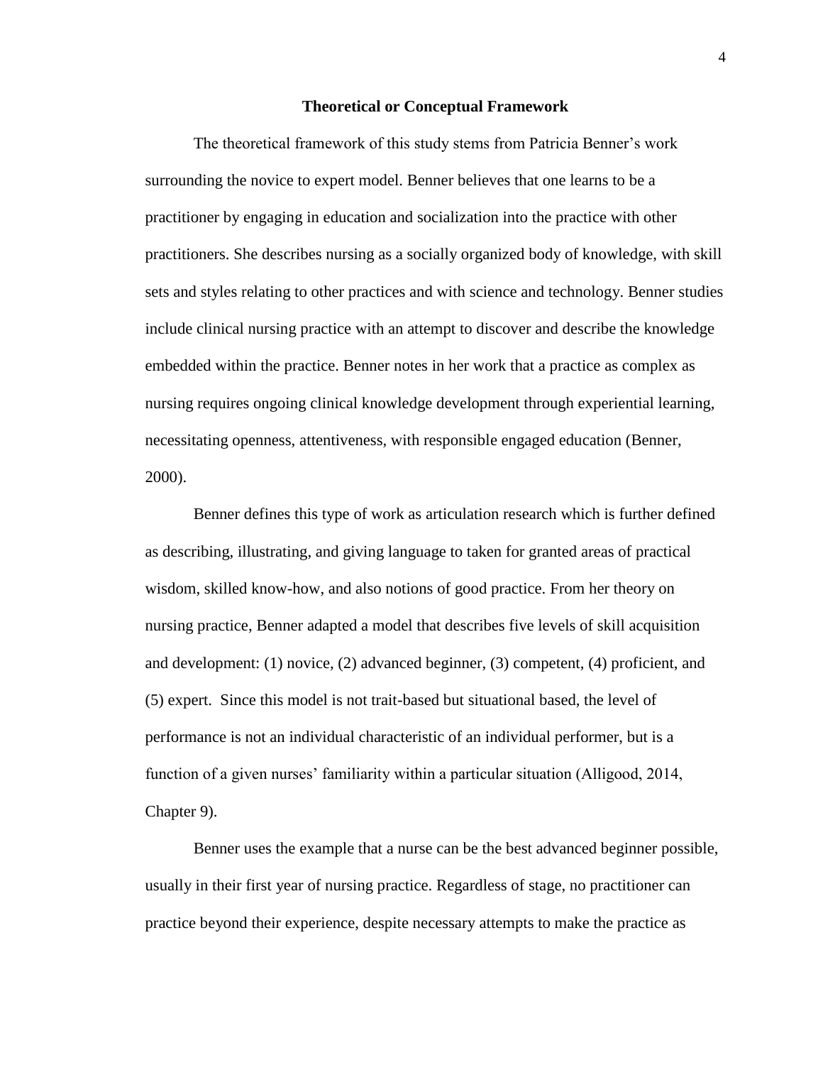## Theoretical or Conceptual Framework

The theoretical framework of this study stems from Patricia Benner's work surrounding the novice to expert model. Benner believes that one learns to be a practitioner by engaging in education and socialization into the practice with other practitioners. She describes nursing as a socially organized body of knowledge, with skill sets and styles relating to other practices and with science and technology. Benner studies include clinical nursing practice with an attempt to discover and describe the knowledge embedded within the practice. Benner notes in her work that a practice as complex as nursing requires ongoing clinical knowledge development through experiential learning, necessitating openness, attentiveness, with responsible engaged education (Benner, 2000).

Benner defines this type of work as articulation research which is further defined as describing, illustrating, and giving language to taken for granted areas of practical wisdom, skilled know-how, and also notions of good practice. From her theory on nursing practice, Benner adapted a model that describes five levels of skill acquisition and development: (1) novice, (2) advanced beginner, (3) competent, (4) proficient, and (5) expert. Since this model is not trait-based but situational based, the level of performance is not an individual characteristic of an individual performer, but is a function of a given nurses' familiarity within a particular situation (Alligood, 2014, Chapter 9).

Benner uses the example that a nurse can be the best advanced beginner possible, usually in their first year of nursing practice. Regardless of stage, no practitioner can practice beyond their experience, despite necessary attempts to make the practice as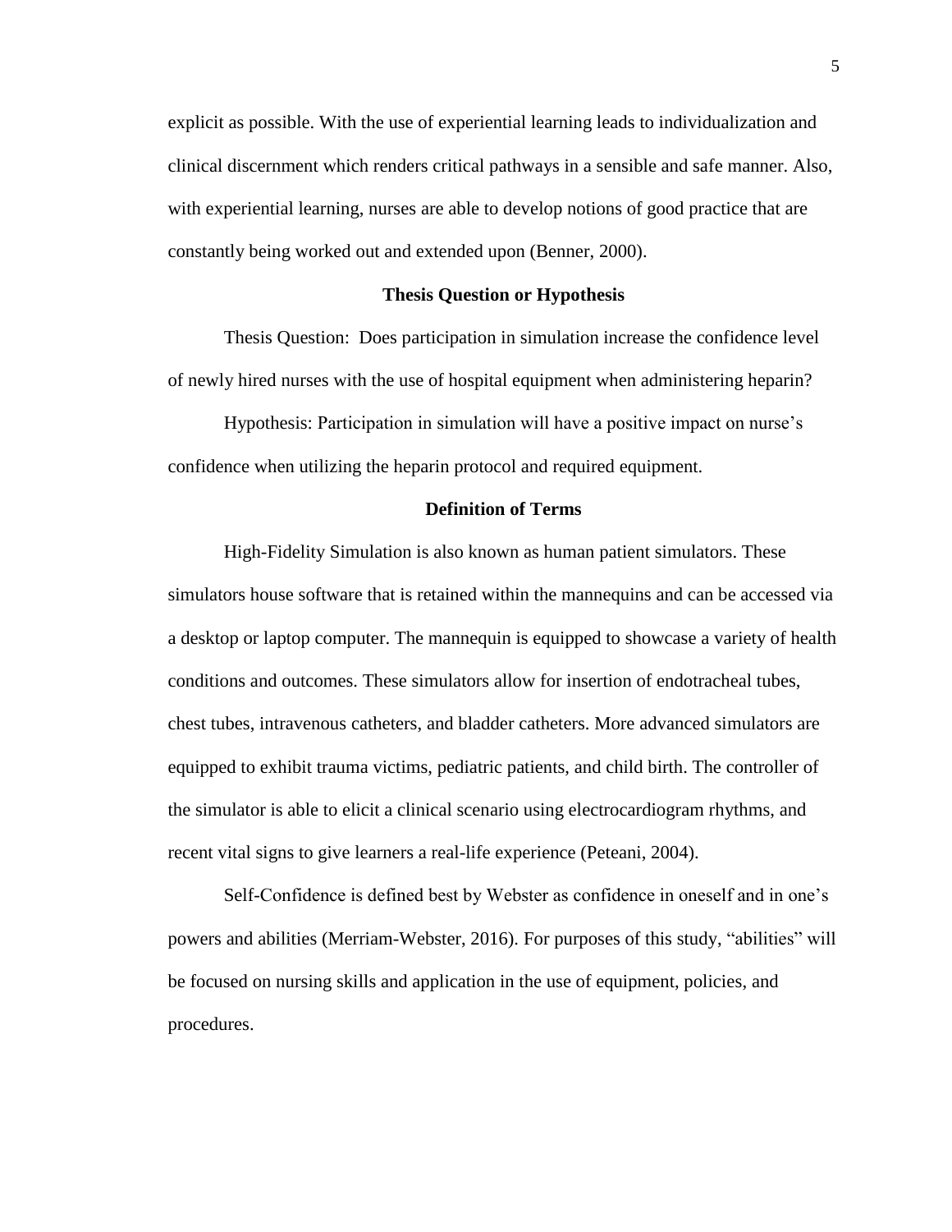explicit as possible. With the use of experiential learning leads to individualization and clinical discernment which renders critical pathways in a sensible and safe manner. Also, with experiential learning, nurses are able to develop notions of good practice that are constantly being worked out and extended upon (Benner, 2000).

## Thesis Question or Hypothesis

Thesis Question: Does participation in simulation increase the confidence level of newly hired nurses with the use of hospital equipment when administering heparin?

Hypothesis: Participation in simulation will have a positive impact on nurse's confidence when utilizing the heparin protocol and required equipment.

## Definition of Terms

High-Fidelity Simulation is also known as human patient simulators. These simulators house software that is retained within the mannequins and can be accessed via a desktop or laptop computer. The mannequin is equipped to showcase a variety of health conditions and outcomes. These simulators allow for insertion of endotracheal tubes, chest tubes, intravenous catheters, and bladder catheters. More advanced simulators are equipped to exhibit trauma victims, pediatric patients, and child birth. The controller of the simulator is able to elicit a clinical scenario using electrocardiogram rhythms, and recent vital signs to give learners a real-life experience (Peteani, 2004).

Self-Confidence is defined best by Webster as confidence in oneself and in one's powers and abilities (Merriam-Webster, 2016). For purposes of this study, "abilities" will be focused on nursing skills and application in the use of equipment, policies, and procedures.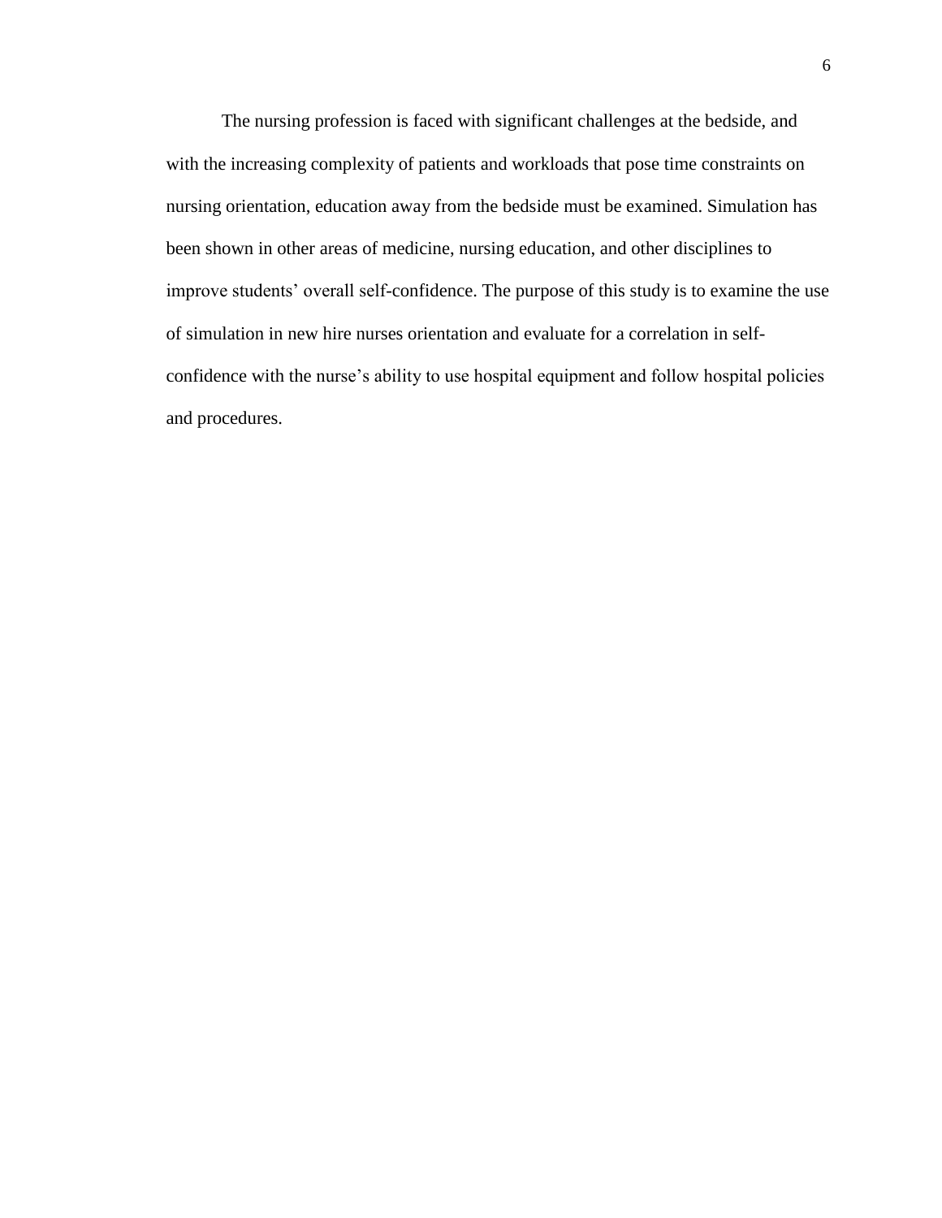The nursing profession is faced with significant challenges at the bedside, and with the increasing complexity of patients and workloads that pose time constraints on nursing orientation, education away from the bedside must be examined. Simulation has been shown in other areas of medicine, nursing education, and other disciplines to improve students' overall self-confidence. The purpose of this study is to examine the use of simulation in new hire nurses orientation and evaluate for a correlation in self-confidence with the nurse's ability to use hospital equipment and follow hospital policies and procedures.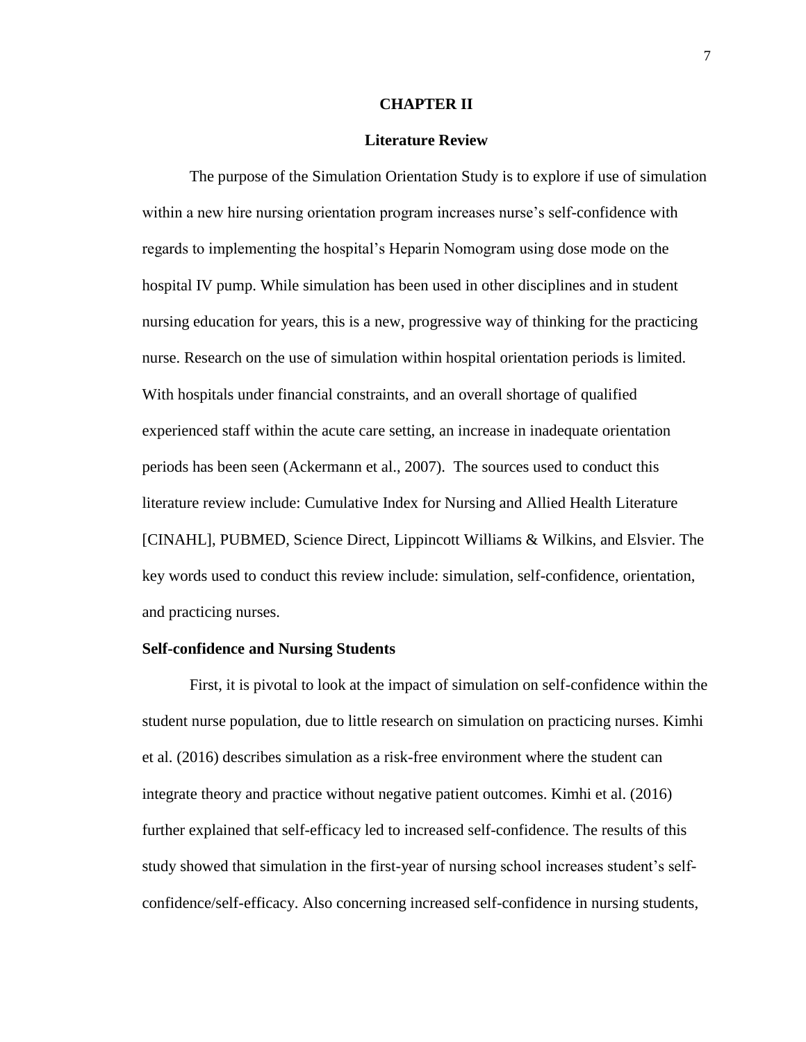## CHAPTER II

## Literature Review

The purpose of the Simulation Orientation Study is to explore if use of simulation within a new hire nursing orientation program increases nurse's self-confidence with regards to implementing the hospital's Heparin Nomogram using dose mode on the hospital IV pump. While simulation has been used in other disciplines and in student nursing education for years, this is a new, progressive way of thinking for the practicing nurse. Research on the use of simulation within hospital orientation periods is limited. With hospitals under financial constraints, and an overall shortage of qualified experienced staff within the acute care setting, an increase in inadequate orientation periods has been seen (Ackermann et al., 2007). The sources used to conduct this literature review include: Cumulative Index for Nursing and Allied Health Literature [CINAHL], PUBMED, Science Direct, Lippincott Williams & Wilkins, and Elsvier. The key words used to conduct this review include: simulation, self-confidence, orientation, and practicing nurses.

### Self-confidence and Nursing Students

First, it is pivotal to look at the impact of simulation on self-confidence within the student nurse population, due to little research on simulation on practicing nurses. Kimhi et al. (2016) describes simulation as a risk-free environment where the student can integrate theory and practice without negative patient outcomes. Kimhi et al. (2016) further explained that self-efficacy led to increased self-confidence. The results of this study showed that simulation in the first-year of nursing school increases student's self-confidence/self-efficacy. Also concerning increased self-confidence in nursing students,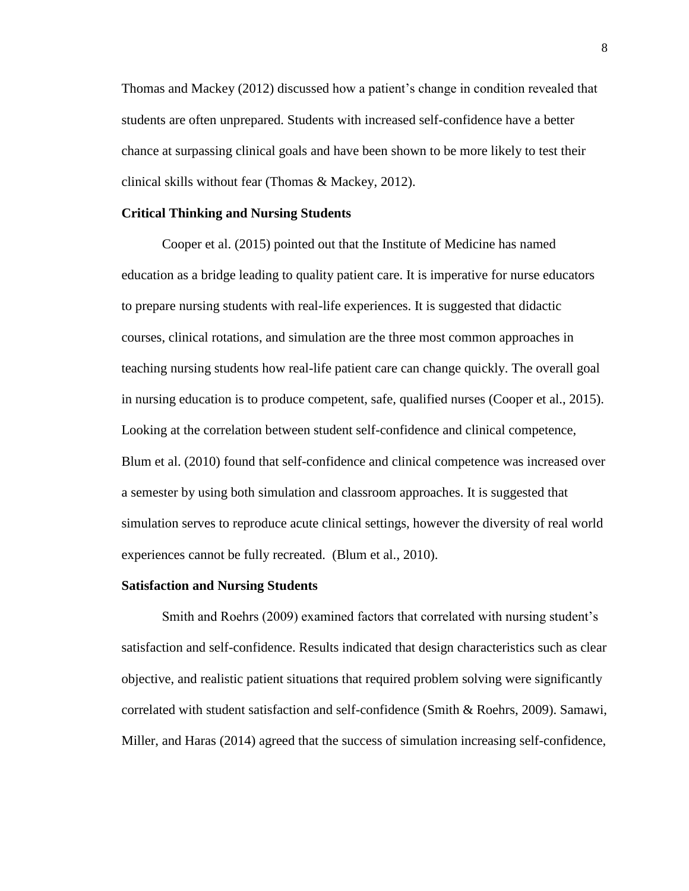Thomas and Mackey (2012) discussed how a patient's change in condition revealed that students are often unprepared. Students with increased self-confidence have a better chance at surpassing clinical goals and have been shown to be more likely to test their clinical skills without fear (Thomas & Mackey, 2012).

**Critical Thinking and Nursing Students**

Cooper et al. (2015) pointed out that the Institute of Medicine has named education as a bridge leading to quality patient care. It is imperative for nurse educators to prepare nursing students with real-life experiences. It is suggested that didactic courses, clinical rotations, and simulation are the three most common approaches in teaching nursing students how real-life patient care can change quickly. The overall goal in nursing education is to produce competent, safe, qualified nurses (Cooper et al., 2015). Looking at the correlation between student self-confidence and clinical competence, Blum et al. (2010) found that self-confidence and clinical competence was increased over a semester by using both simulation and classroom approaches. It is suggested that simulation serves to reproduce acute clinical settings, however the diversity of real world experiences cannot be fully recreated. (Blum et al., 2010).

**Satisfaction and Nursing Students**

Smith and Roehrs (2009) examined factors that correlated with nursing student's satisfaction and self-confidence. Results indicated that design characteristics such as clear objective, and realistic patient situations that required problem solving were significantly correlated with student satisfaction and self-confidence (Smith & Roehrs, 2009). Samawi, Miller, and Haras (2014) agreed that the success of simulation increasing self-confidence,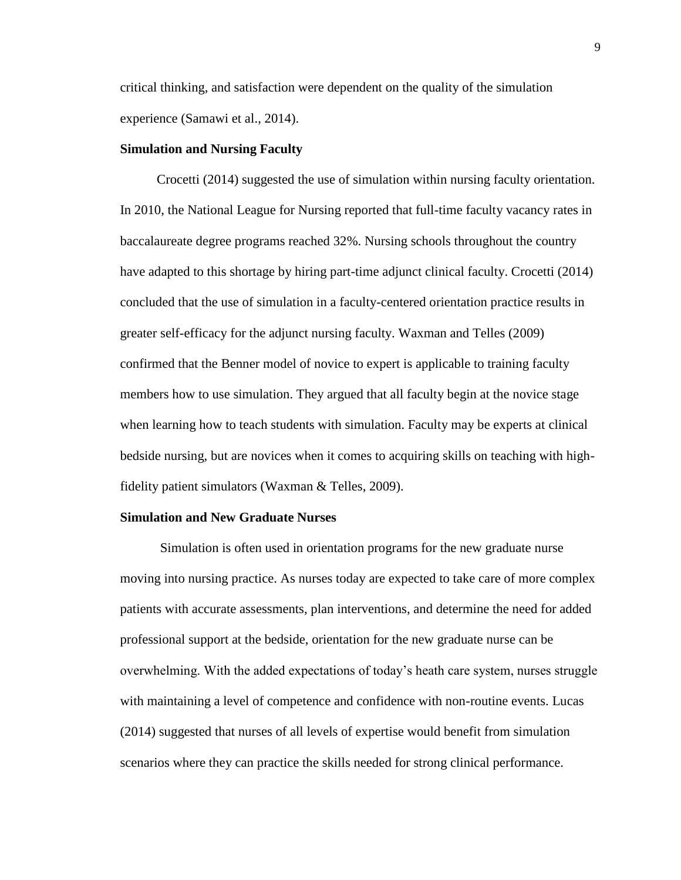critical thinking, and satisfaction were dependent on the quality of the simulation experience (Samawi et al., 2014).

### Simulation and Nursing Faculty

Crocetti (2014) suggested the use of simulation within nursing faculty orientation. In 2010, the National League for Nursing reported that full-time faculty vacancy rates in baccalaureate degree programs reached 32%. Nursing schools throughout the country have adapted to this shortage by hiring part-time adjunct clinical faculty. Crocetti (2014) concluded that the use of simulation in a faculty-centered orientation practice results in greater self-efficacy for the adjunct nursing faculty. Waxman and Telles (2009) confirmed that the Benner model of novice to expert is applicable to training faculty members how to use simulation. They argued that all faculty begin at the novice stage when learning how to teach students with simulation. Faculty may be experts at clinical bedside nursing, but are novices when it comes to acquiring skills on teaching with high-fidelity patient simulators (Waxman & Telles, 2009).

### Simulation and New Graduate Nurses

Simulation is often used in orientation programs for the new graduate nurse moving into nursing practice. As nurses today are expected to take care of more complex patients with accurate assessments, plan interventions, and determine the need for added professional support at the bedside, orientation for the new graduate nurse can be overwhelming. With the added expectations of today's heath care system, nurses struggle with maintaining a level of competence and confidence with non-routine events. Lucas (2014) suggested that nurses of all levels of expertise would benefit from simulation scenarios where they can practice the skills needed for strong clinical performance.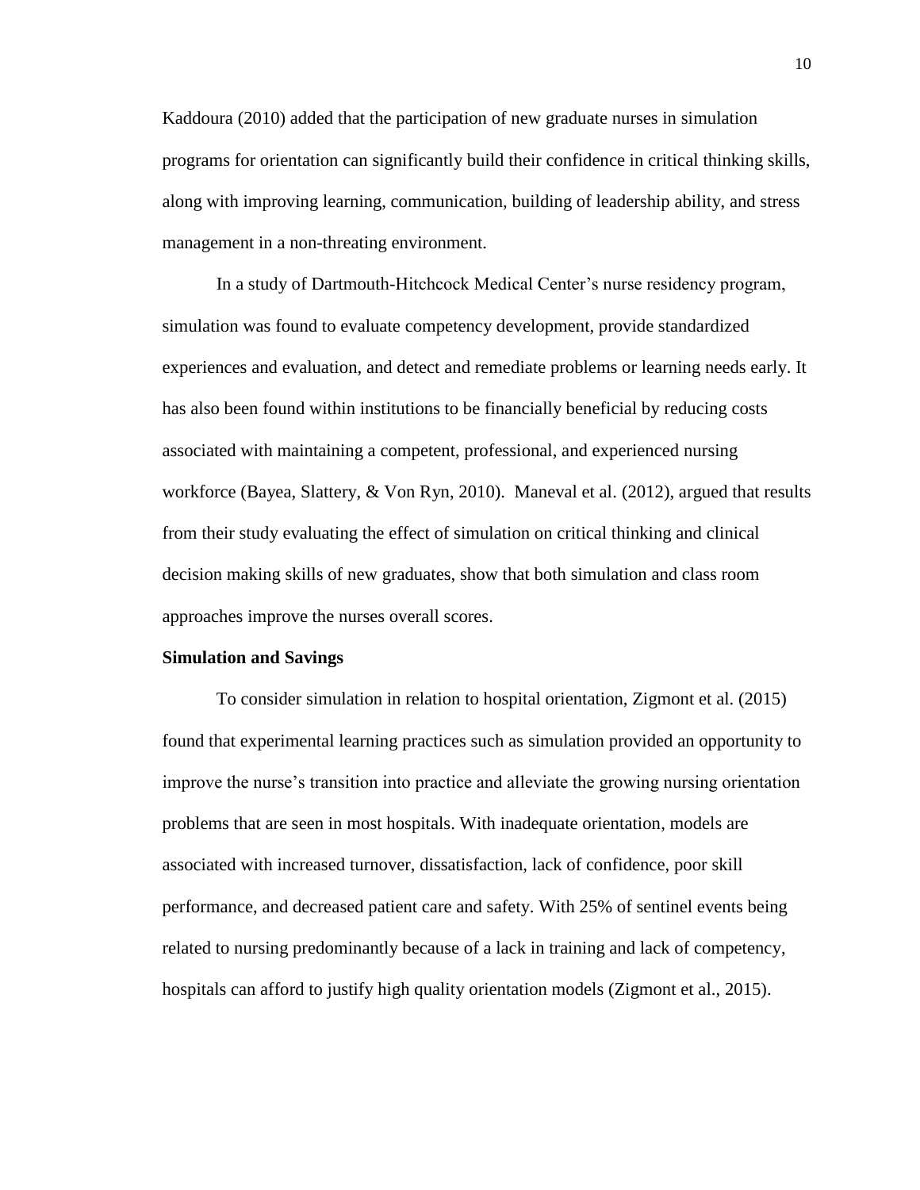Kaddoura (2010) added that the participation of new graduate nurses in simulation programs for orientation can significantly build their confidence in critical thinking skills, along with improving learning, communication, building of leadership ability, and stress management in a non-threating environment.

In a study of Dartmouth-Hitchcock Medical Center's nurse residency program, simulation was found to evaluate competency development, provide standardized experiences and evaluation, and detect and remediate problems or learning needs early. It has also been found within institutions to be financially beneficial by reducing costs associated with maintaining a competent, professional, and experienced nursing workforce (Bayea, Slattery, & Von Ryn, 2010). Maneval et al. (2012), argued that results from their study evaluating the effect of simulation on critical thinking and clinical decision making skills of new graduates, show that both simulation and class room approaches improve the nurses overall scores.

**Simulation and Savings**

To consider simulation in relation to hospital orientation, Zigmont et al. (2015) found that experimental learning practices such as simulation provided an opportunity to improve the nurse's transition into practice and alleviate the growing nursing orientation problems that are seen in most hospitals. With inadequate orientation, models are associated with increased turnover, dissatisfaction, lack of confidence, poor skill performance, and decreased patient care and safety. With 25% of sentinel events being related to nursing predominantly because of a lack in training and lack of competency, hospitals can afford to justify high quality orientation models (Zigmont et al., 2015).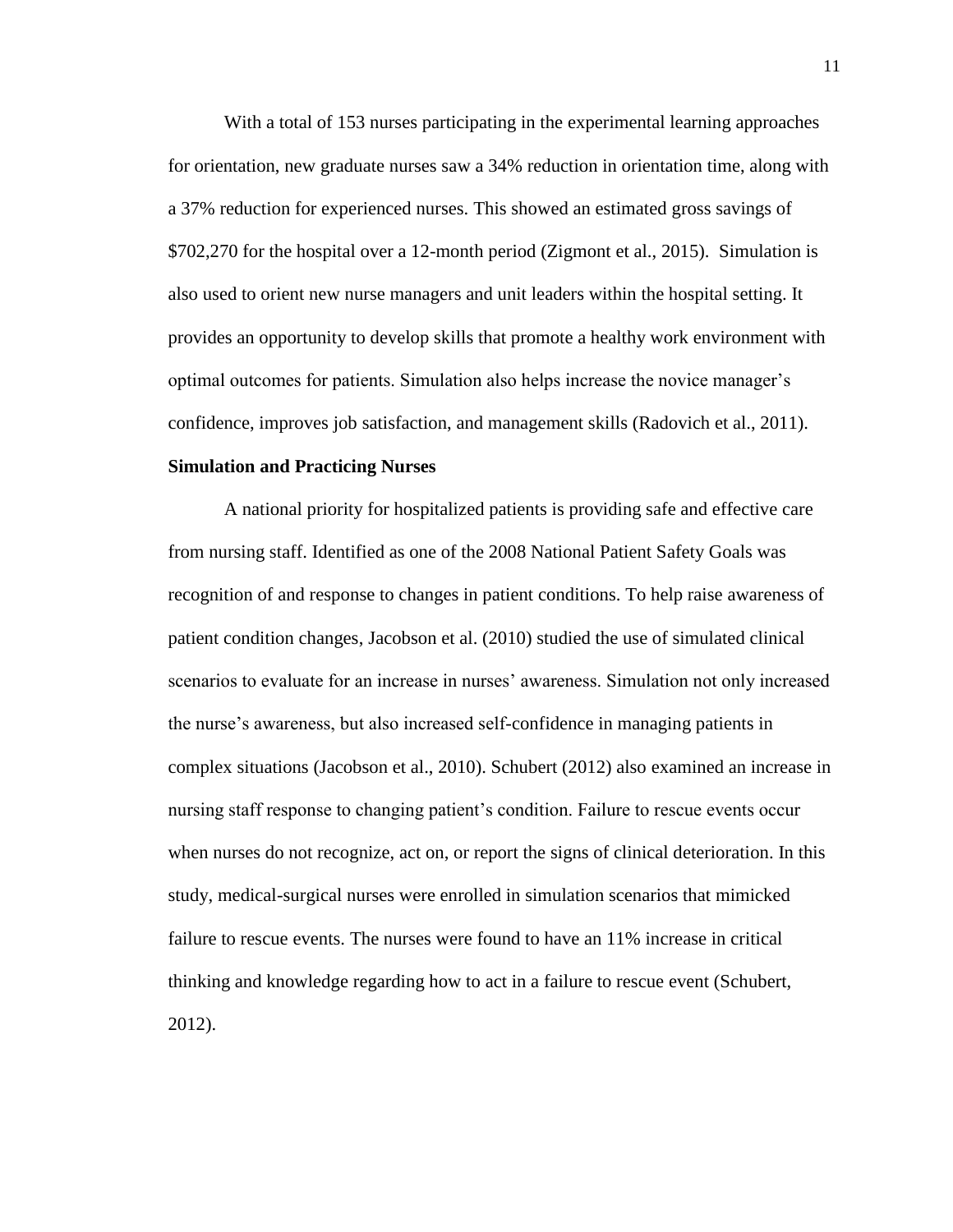With a total of 153 nurses participating in the experimental learning approaches for orientation, new graduate nurses saw a 34% reduction in orientation time, along with a 37% reduction for experienced nurses. This showed an estimated gross savings of $702,270 for the hospital over a 12-month period (Zigmont et al., 2015). Simulation is also used to orient new nurse managers and unit leaders within the hospital setting. It provides an opportunity to develop skills that promote a healthy work environment with optimal outcomes for patients. Simulation also helps increase the novice manager's confidence, improves job satisfaction, and management skills (Radovich et al., 2011).

**Simulation and Practicing Nurses**

A national priority for hospitalized patients is providing safe and effective care from nursing staff. Identified as one of the 2008 National Patient Safety Goals was recognition of and response to changes in patient conditions. To help raise awareness of patient condition changes, Jacobson et al. (2010) studied the use of simulated clinical scenarios to evaluate for an increase in nurses' awareness. Simulation not only increased the nurse's awareness, but also increased self-confidence in managing patients in complex situations (Jacobson et al., 2010). Schubert (2012) also examined an increase in nursing staff response to changing patient's condition. Failure to rescue events occur when nurses do not recognize, act on, or report the signs of clinical deterioration. In this study, medical-surgical nurses were enrolled in simulation scenarios that mimicked failure to rescue events. The nurses were found to have an 11% increase in critical thinking and knowledge regarding how to act in a failure to rescue event (Schubert, 2012).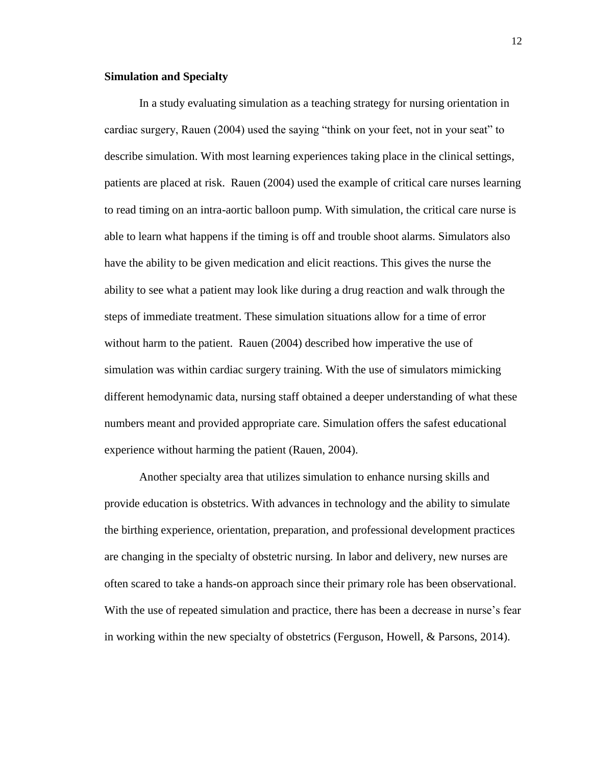**Simulation and Specialty**

In a study evaluating simulation as a teaching strategy for nursing orientation in cardiac surgery, Rauen (2004) used the saying "think on your feet, not in your seat" to describe simulation. With most learning experiences taking place in the clinical settings, patients are placed at risk. Rauen (2004) used the example of critical care nurses learning to read timing on an intra-aortic balloon pump. With simulation, the critical care nurse is able to learn what happens if the timing is off and trouble shoot alarms. Simulators also have the ability to be given medication and elicit reactions. This gives the nurse the ability to see what a patient may look like during a drug reaction and walk through the steps of immediate treatment. These simulation situations allow for a time of error without harm to the patient. Rauen (2004) described how imperative the use of simulation was within cardiac surgery training. With the use of simulators mimicking different hemodynamic data, nursing staff obtained a deeper understanding of what these numbers meant and provided appropriate care. Simulation offers the safest educational experience without harming the patient (Rauen, 2004).

Another specialty area that utilizes simulation to enhance nursing skills and provide education is obstetrics. With advances in technology and the ability to simulate the birthing experience, orientation, preparation, and professional development practices are changing in the specialty of obstetric nursing. In labor and delivery, new nurses are often scared to take a hands-on approach since their primary role has been observational. With the use of repeated simulation and practice, there has been a decrease in nurse's fear in working within the new specialty of obstetrics (Ferguson, Howell, & Parsons, 2014).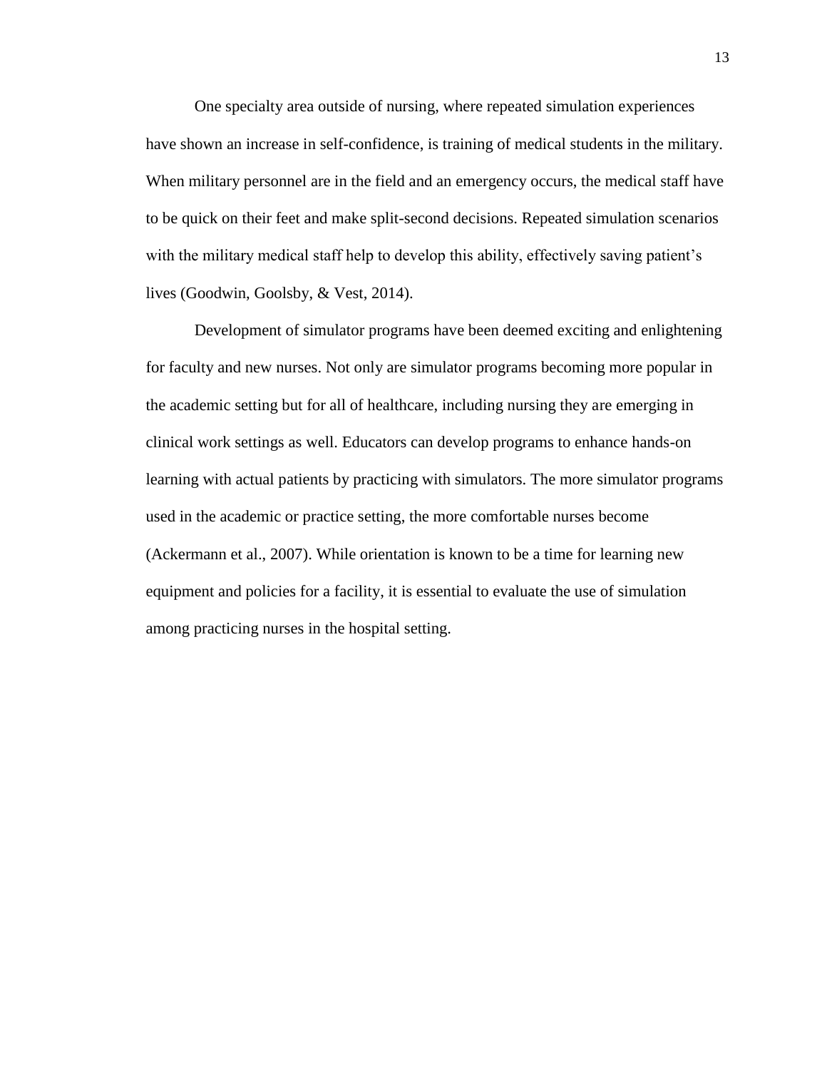One specialty area outside of nursing, where repeated simulation experiences have shown an increase in self-confidence, is training of medical students in the military. When military personnel are in the field and an emergency occurs, the medical staff have to be quick on their feet and make split-second decisions. Repeated simulation scenarios with the military medical staff help to develop this ability, effectively saving patient's lives (Goodwin, Goolsby, & Vest, 2014).

Development of simulator programs have been deemed exciting and enlightening for faculty and new nurses. Not only are simulator programs becoming more popular in the academic setting but for all of healthcare, including nursing they are emerging in clinical work settings as well. Educators can develop programs to enhance hands-on learning with actual patients by practicing with simulators. The more simulator programs used in the academic or practice setting, the more comfortable nurses become (Ackermann et al., 2007). While orientation is known to be a time for learning new equipment and policies for a facility, it is essential to evaluate the use of simulation among practicing nurses in the hospital setting.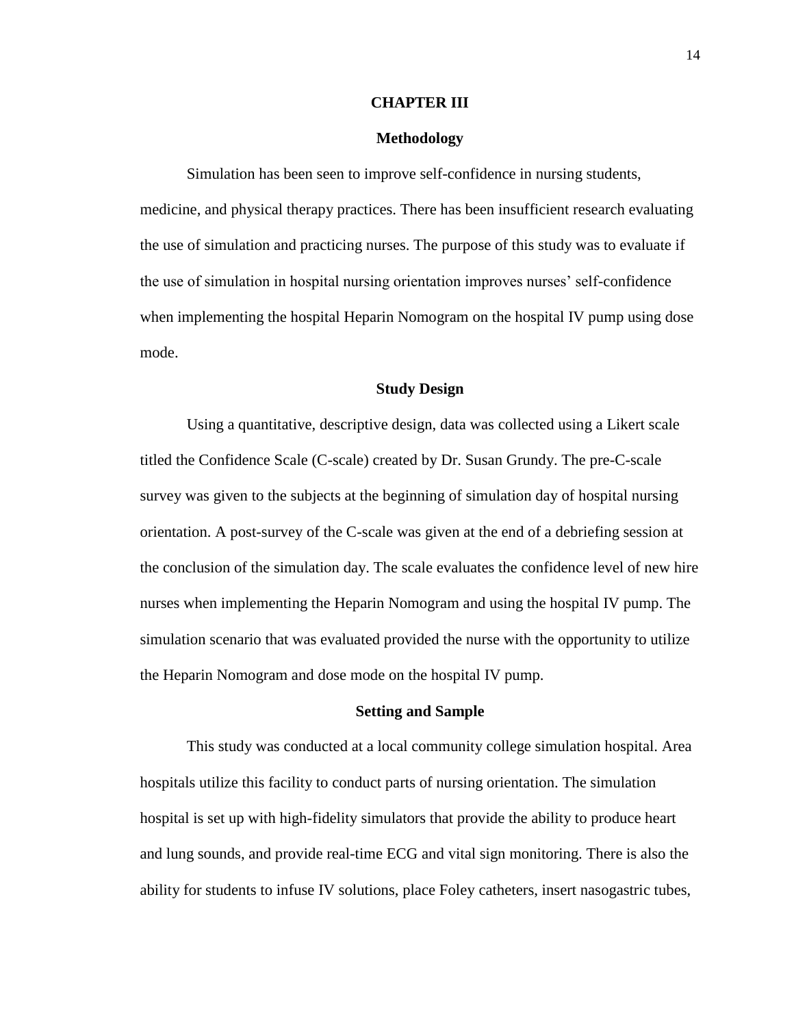# CHAPTER III

## Methodology

Simulation has been seen to improve self-confidence in nursing students, medicine, and physical therapy practices. There has been insufficient research evaluating the use of simulation and practicing nurses. The purpose of this study was to evaluate if the use of simulation in hospital nursing orientation improves nurses' self-confidence when implementing the hospital Heparin Nomogram on the hospital IV pump using dose mode.

### Study Design

Using a quantitative, descriptive design, data was collected using a Likert scale titled the Confidence Scale (C-scale) created by Dr. Susan Grundy. The pre-C-scale survey was given to the subjects at the beginning of simulation day of hospital nursing orientation. A post-survey of the C-scale was given at the end of a debriefing session at the conclusion of the simulation day. The scale evaluates the confidence level of new hire nurses when implementing the Heparin Nomogram and using the hospital IV pump. The simulation scenario that was evaluated provided the nurse with the opportunity to utilize the Heparin Nomogram and dose mode on the hospital IV pump.

### Setting and Sample

This study was conducted at a local community college simulation hospital. Area hospitals utilize this facility to conduct parts of nursing orientation. The simulation hospital is set up with high-fidelity simulators that provide the ability to produce heart and lung sounds, and provide real-time ECG and vital sign monitoring. There is also the ability for students to infuse IV solutions, place Foley catheters, insert nasogastric tubes,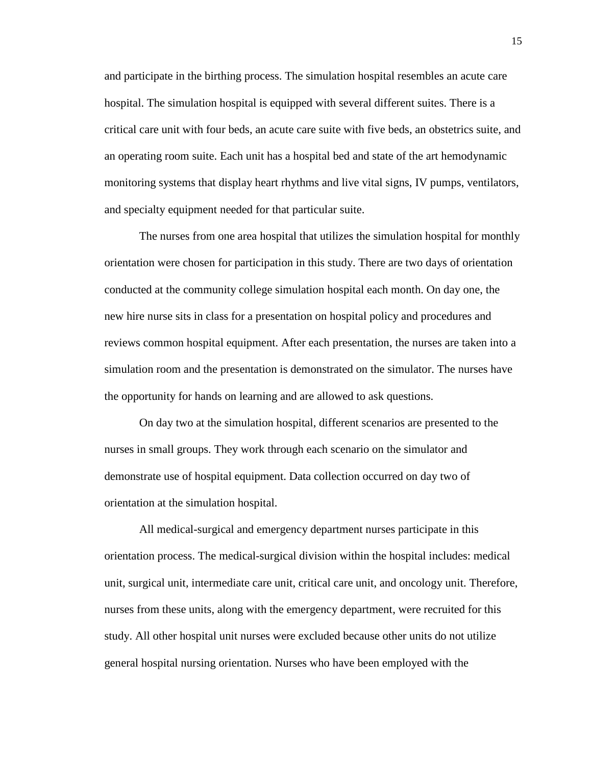and participate in the birthing process. The simulation hospital resembles an acute care hospital. The simulation hospital is equipped with several different suites. There is a critical care unit with four beds, an acute care suite with five beds, an obstetrics suite, and an operating room suite. Each unit has a hospital bed and state of the art hemodynamic monitoring systems that display heart rhythms and live vital signs, IV pumps, ventilators, and specialty equipment needed for that particular suite.

The nurses from one area hospital that utilizes the simulation hospital for monthly orientation were chosen for participation in this study. There are two days of orientation conducted at the community college simulation hospital each month. On day one, the new hire nurse sits in class for a presentation on hospital policy and procedures and reviews common hospital equipment. After each presentation, the nurses are taken into a simulation room and the presentation is demonstrated on the simulator. The nurses have the opportunity for hands on learning and are allowed to ask questions.

On day two at the simulation hospital, different scenarios are presented to the nurses in small groups. They work through each scenario on the simulator and demonstrate use of hospital equipment. Data collection occurred on day two of orientation at the simulation hospital.

All medical-surgical and emergency department nurses participate in this orientation process. The medical-surgical division within the hospital includes: medical unit, surgical unit, intermediate care unit, critical care unit, and oncology unit. Therefore, nurses from these units, along with the emergency department, were recruited for this study. All other hospital unit nurses were excluded because other units do not utilize general hospital nursing orientation. Nurses who have been employed with the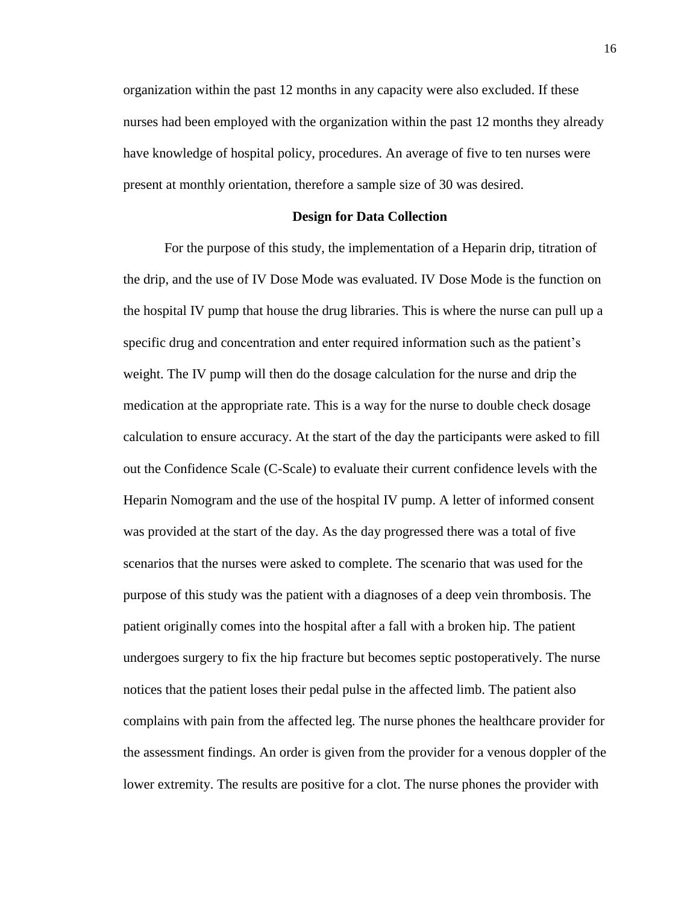organization within the past 12 months in any capacity were also excluded. If these nurses had been employed with the organization within the past 12 months they already have knowledge of hospital policy, procedures. An average of five to ten nurses were present at monthly orientation, therefore a sample size of 30 was desired.

## Design for Data Collection

For the purpose of this study, the implementation of a Heparin drip, titration of the drip, and the use of IV Dose Mode was evaluated. IV Dose Mode is the function on the hospital IV pump that house the drug libraries. This is where the nurse can pull up a specific drug and concentration and enter required information such as the patient's weight. The IV pump will then do the dosage calculation for the nurse and drip the medication at the appropriate rate. This is a way for the nurse to double check dosage calculation to ensure accuracy. At the start of the day the participants were asked to fill out the Confidence Scale (C-Scale) to evaluate their current confidence levels with the Heparin Nomogram and the use of the hospital IV pump. A letter of informed consent was provided at the start of the day. As the day progressed there was a total of five scenarios that the nurses were asked to complete. The scenario that was used for the purpose of this study was the patient with a diagnoses of a deep vein thrombosis. The patient originally comes into the hospital after a fall with a broken hip. The patient undergoes surgery to fix the hip fracture but becomes septic postoperatively. The nurse notices that the patient loses their pedal pulse in the affected limb. The patient also complains with pain from the affected leg. The nurse phones the healthcare provider for the assessment findings. An order is given from the provider for a venous doppler of the lower extremity. The results are positive for a clot. The nurse phones the provider with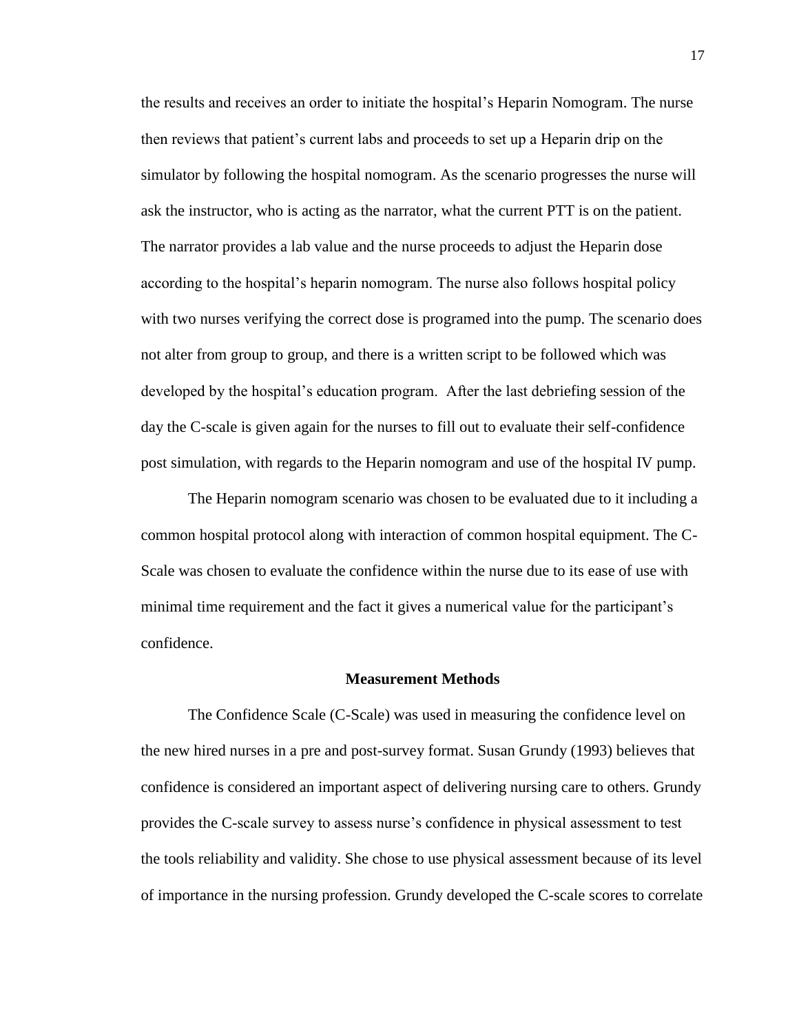the results and receives an order to initiate the hospital's Heparin Nomogram. The nurse then reviews that patient's current labs and proceeds to set up a Heparin drip on the simulator by following the hospital nomogram. As the scenario progresses the nurse will ask the instructor, who is acting as the narrator, what the current PTT is on the patient. The narrator provides a lab value and the nurse proceeds to adjust the Heparin dose according to the hospital's heparin nomogram. The nurse also follows hospital policy with two nurses verifying the correct dose is programed into the pump. The scenario does not alter from group to group, and there is a written script to be followed which was developed by the hospital's education program. After the last debriefing session of the day the C-scale is given again for the nurses to fill out to evaluate their self-confidence post simulation, with regards to the Heparin nomogram and use of the hospital IV pump.

The Heparin nomogram scenario was chosen to be evaluated due to it including a common hospital protocol along with interaction of common hospital equipment. The C-Scale was chosen to evaluate the confidence within the nurse due to its ease of use with minimal time requirement and the fact it gives a numerical value for the participant's confidence.

## Measurement Methods

The Confidence Scale (C-Scale) was used in measuring the confidence level on the new hired nurses in a pre and post-survey format. Susan Grundy (1993) believes that confidence is considered an important aspect of delivering nursing care to others. Grundy provides the C-scale survey to assess nurse's confidence in physical assessment to test the tools reliability and validity. She chose to use physical assessment because of its level of importance in the nursing profession. Grundy developed the C-scale scores to correlate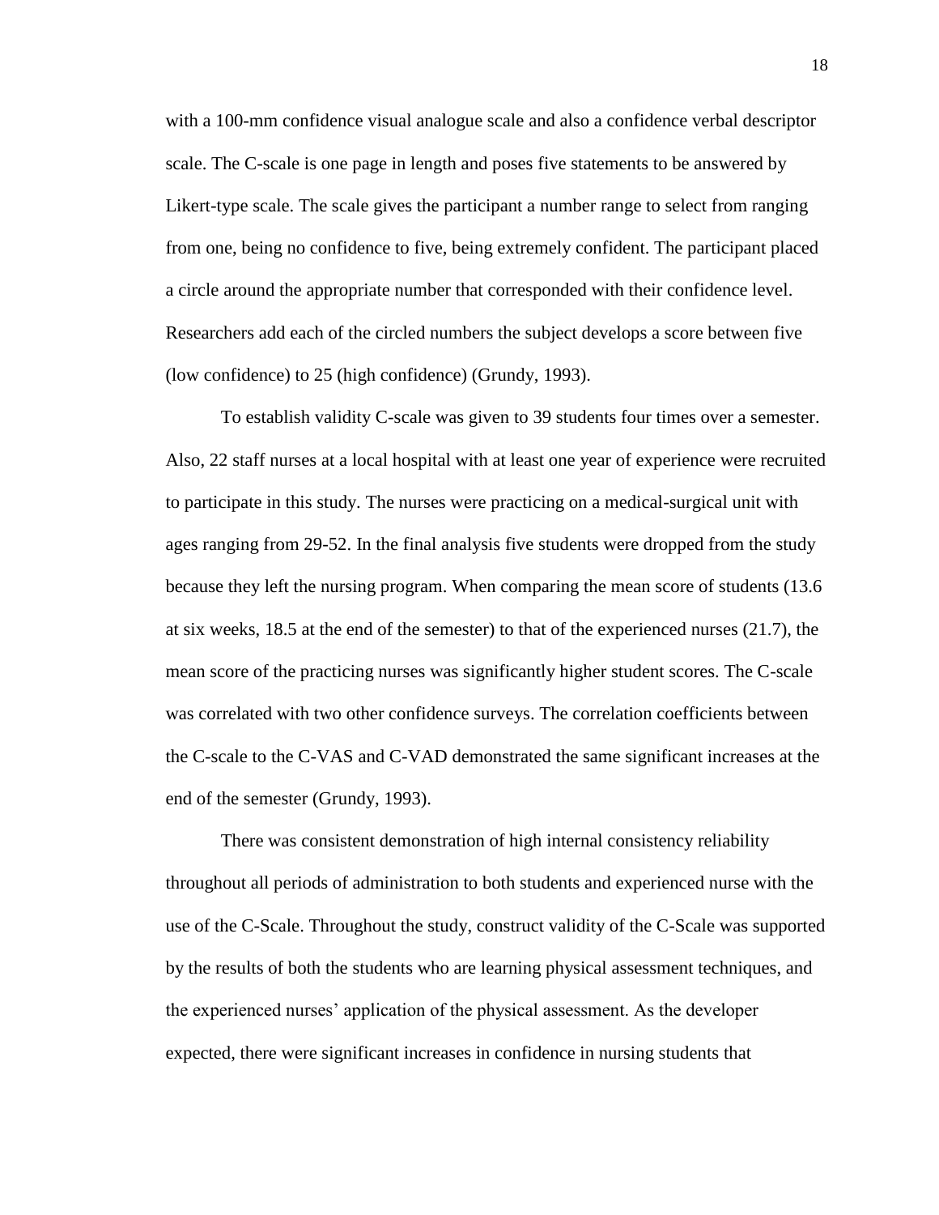with a 100-mm confidence visual analogue scale and also a confidence verbal descriptor scale. The C-scale is one page in length and poses five statements to be answered by Likert-type scale. The scale gives the participant a number range to select from ranging from one, being no confidence to five, being extremely confident. The participant placed a circle around the appropriate number that corresponded with their confidence level. Researchers add each of the circled numbers the subject develops a score between five (low confidence) to 25 (high confidence) (Grundy, 1993).

To establish validity C-scale was given to 39 students four times over a semester. Also, 22 staff nurses at a local hospital with at least one year of experience were recruited to participate in this study. The nurses were practicing on a medical-surgical unit with ages ranging from 29-52. In the final analysis five students were dropped from the study because they left the nursing program. When comparing the mean score of students (13.6 at six weeks, 18.5 at the end of the semester) to that of the experienced nurses (21.7), the mean score of the practicing nurses was significantly higher student scores. The C-scale was correlated with two other confidence surveys. The correlation coefficients between the C-scale to the C-VAS and C-VAD demonstrated the same significant increases at the end of the semester (Grundy, 1993).

There was consistent demonstration of high internal consistency reliability throughout all periods of administration to both students and experienced nurse with the use of the C-Scale. Throughout the study, construct validity of the C-Scale was supported by the results of both the students who are learning physical assessment techniques, and the experienced nurses' application of the physical assessment. As the developer expected, there were significant increases in confidence in nursing students that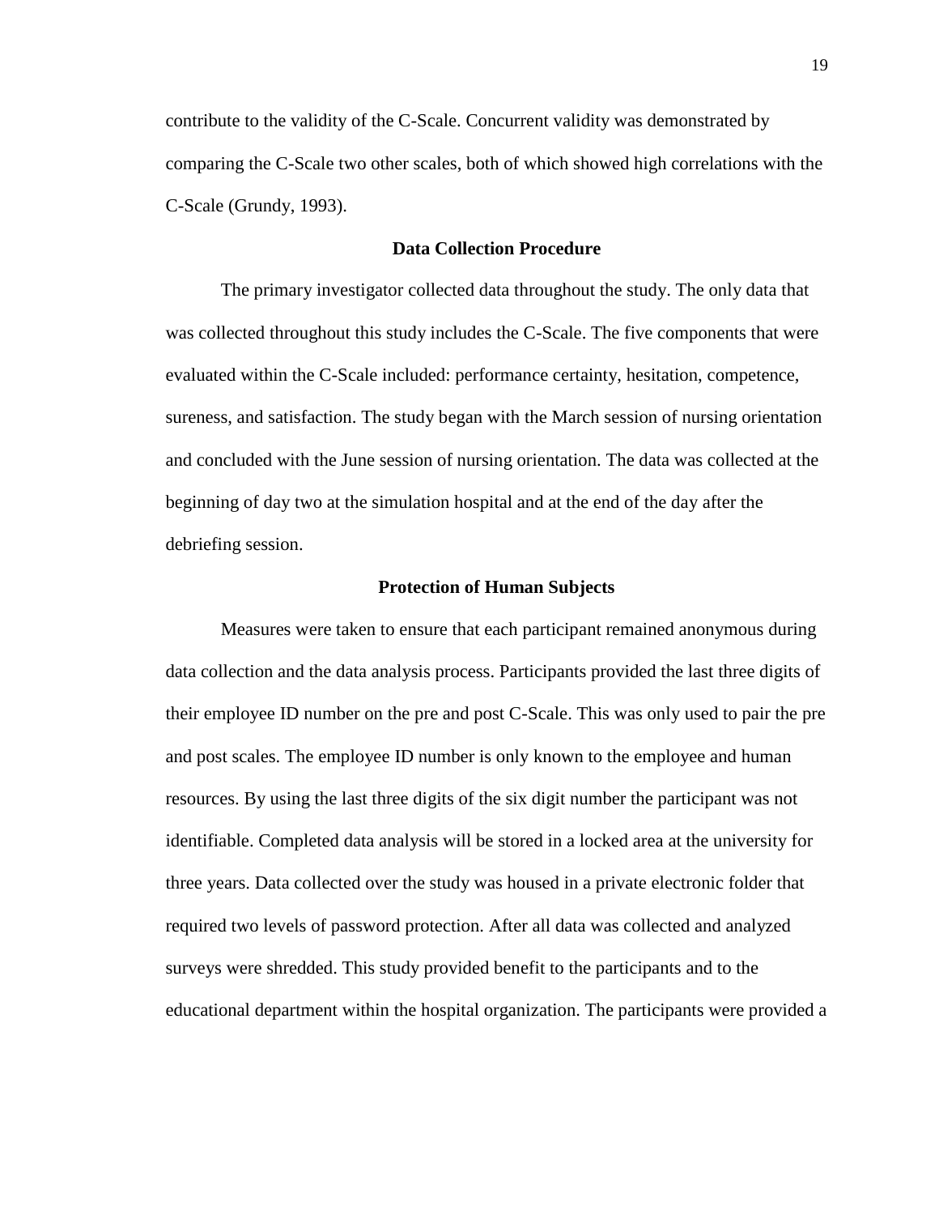contribute to the validity of the C-Scale. Concurrent validity was demonstrated by comparing the C-Scale two other scales, both of which showed high correlations with the C-Scale (Grundy, 1993).

## Data Collection Procedure

The primary investigator collected data throughout the study. The only data that was collected throughout this study includes the C-Scale. The five components that were evaluated within the C-Scale included: performance certainty, hesitation, competence, sureness, and satisfaction. The study began with the March session of nursing orientation and concluded with the June session of nursing orientation. The data was collected at the beginning of day two at the simulation hospital and at the end of the day after the debriefing session.

## Protection of Human Subjects

Measures were taken to ensure that each participant remained anonymous during data collection and the data analysis process. Participants provided the last three digits of their employee ID number on the pre and post C-Scale. This was only used to pair the pre and post scales. The employee ID number is only known to the employee and human resources. By using the last three digits of the six digit number the participant was not identifiable. Completed data analysis will be stored in a locked area at the university for three years. Data collected over the study was housed in a private electronic folder that required two levels of password protection. After all data was collected and analyzed surveys were shredded. This study provided benefit to the participants and to the educational department within the hospital organization. The participants were provided a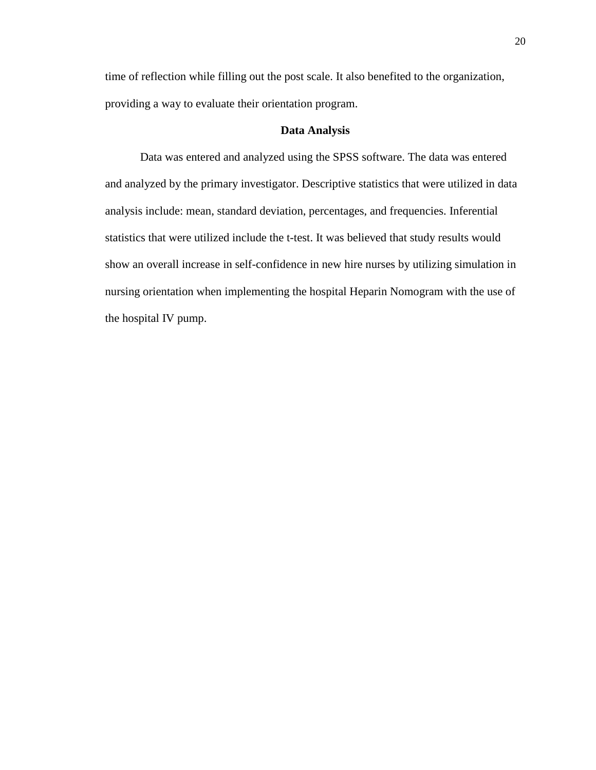time of reflection while filling out the post scale. It also benefited to the organization, providing a way to evaluate their orientation program.

## Data Analysis

Data was entered and analyzed using the SPSS software. The data was entered and analyzed by the primary investigator. Descriptive statistics that were utilized in data analysis include: mean, standard deviation, percentages, and frequencies. Inferential statistics that were utilized include the t-test. It was believed that study results would show an overall increase in self-confidence in new hire nurses by utilizing simulation in nursing orientation when implementing the hospital Heparin Nomogram with the use of the hospital IV pump.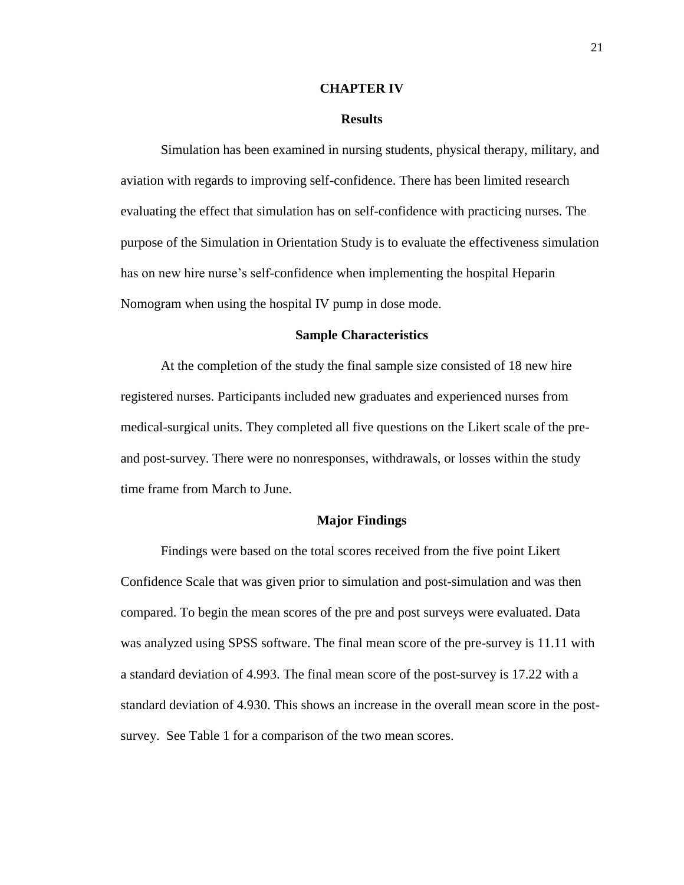# CHAPTER IV

## Results

Simulation has been examined in nursing students, physical therapy, military, and aviation with regards to improving self-confidence. There has been limited research evaluating the effect that simulation has on self-confidence with practicing nurses. The purpose of the Simulation in Orientation Study is to evaluate the effectiveness simulation has on new hire nurse's self-confidence when implementing the hospital Heparin Nomogram when using the hospital IV pump in dose mode.

### Sample Characteristics

At the completion of the study the final sample size consisted of 18 new hire registered nurses. Participants included new graduates and experienced nurses from medical-surgical units. They completed all five questions on the Likert scale of the pre- and post-survey. There were no nonresponses, withdrawals, or losses within the study time frame from March to June.

### Major Findings

Findings were based on the total scores received from the five point Likert Confidence Scale that was given prior to simulation and post-simulation and was then compared. To begin the mean scores of the pre and post surveys were evaluated. Data was analyzed using SPSS software. The final mean score of the pre-survey is 11.11 with a standard deviation of 4.993. The final mean score of the post-survey is 17.22 with a standard deviation of 4.930. This shows an increase in the overall mean score in the post-survey. See Table 1 for a comparison of the two mean scores.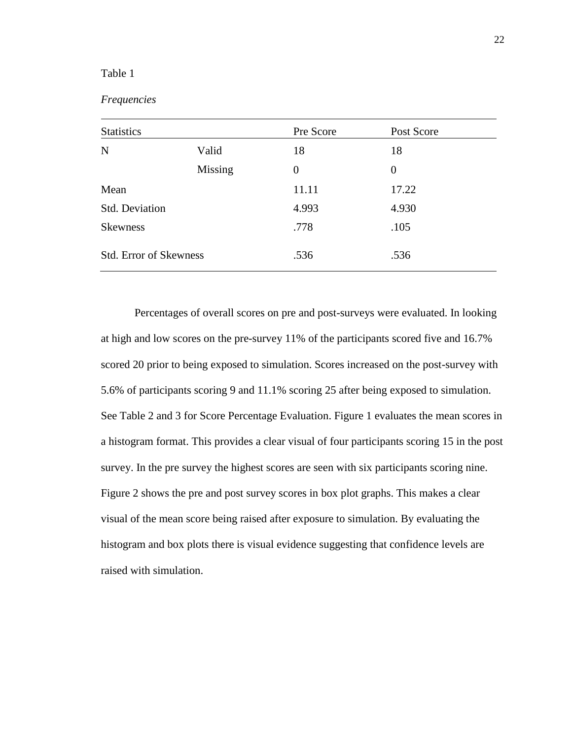Table 1

*Frequencies*

| Statistics | | Pre Score | Post Score |
|---|---|---|---|
| N | Valid | 18 | 18 |
| | Missing | 0 | 0 |
| Mean | | 11.11 | 17.22 |
| Std. Deviation | | 4.993 | 4.930 |
| Skewness | | .778 | .105 |
| Std. Error of Skewness | | .536 | .536 |

Percentages of overall scores on pre and post-surveys were evaluated. In looking at high and low scores on the pre-survey 11% of the participants scored five and 16.7% scored 20 prior to being exposed to simulation. Scores increased on the post-survey with 5.6% of participants scoring 9 and 11.1% scoring 25 after being exposed to simulation. See Table 2 and 3 for Score Percentage Evaluation. Figure 1 evaluates the mean scores in a histogram format. This provides a clear visual of four participants scoring 15 in the post survey. In the pre survey the highest scores are seen with six participants scoring nine. Figure 2 shows the pre and post survey scores in box plot graphs. This makes a clear visual of the mean score being raised after exposure to simulation. By evaluating the histogram and box plots there is visual evidence suggesting that confidence levels are raised with simulation.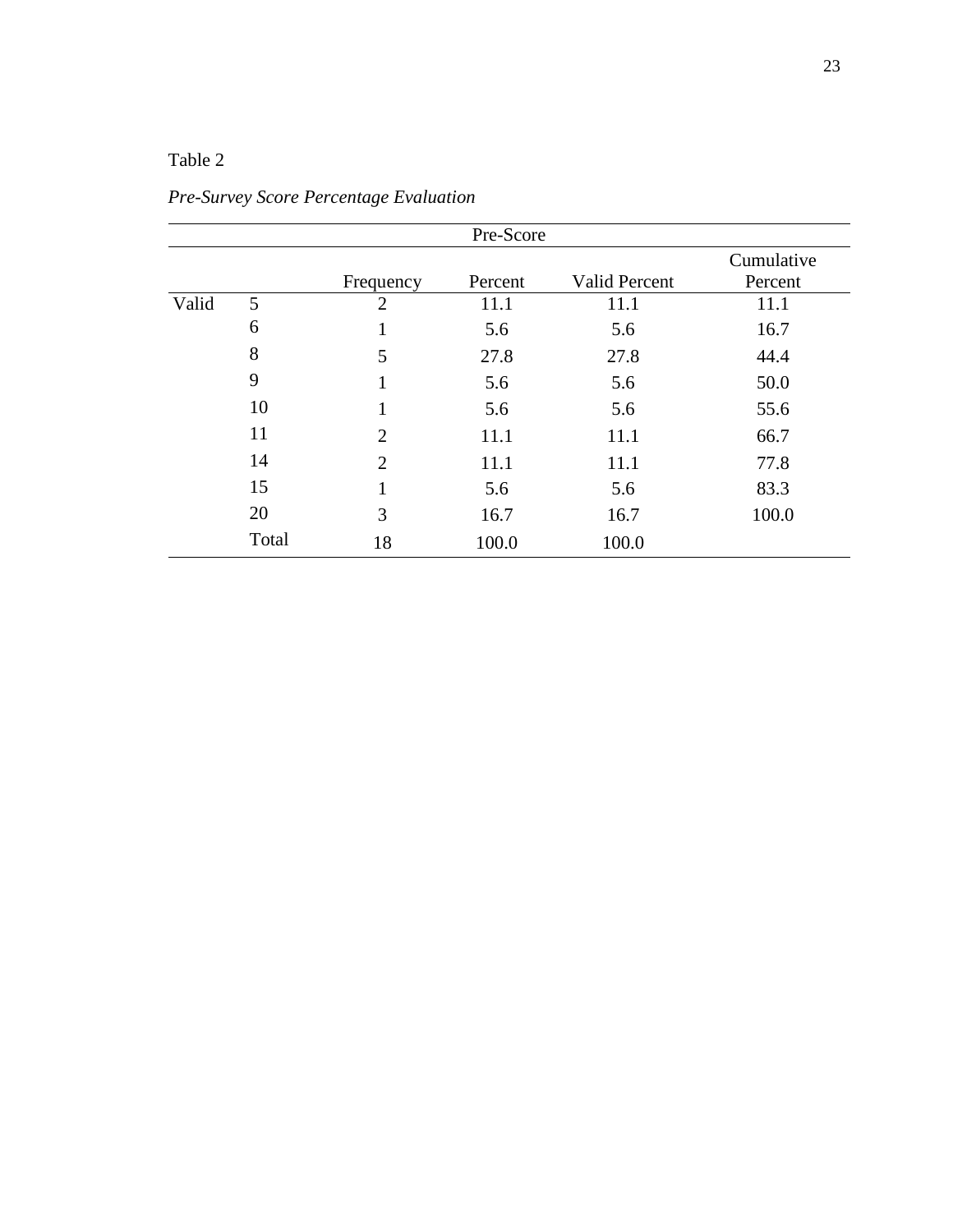Table 2

*Pre-Survey Score Percentage Evaluation*

| Pre-Score | | | | | |
|---|---|---|---|---|---|
| | | Frequency | Percent | Valid Percent | Cumulative Percent |
| Valid | 5 | 2 | 11.1 | 11.1 | 11.1 |
| | 6 | 1 | 5.6 | 5.6 | 16.7 |
| | 8 | 5 | 27.8 | 27.8 | 44.4 |
| | 9 | 1 | 5.6 | 5.6 | 50.0 |
| | 10 | 1 | 5.6 | 5.6 | 55.6 |
| | 11 | 2 | 11.1 | 11.1 | 66.7 |
| | 14 | 2 | 11.1 | 11.1 | 77.8 |
| | 15 | 1 | 5.6 | 5.6 | 83.3 |
| | 20 | 3 | 16.7 | 16.7 | 100.0 |
| | Total | 18 | 100.0 | 100.0 | |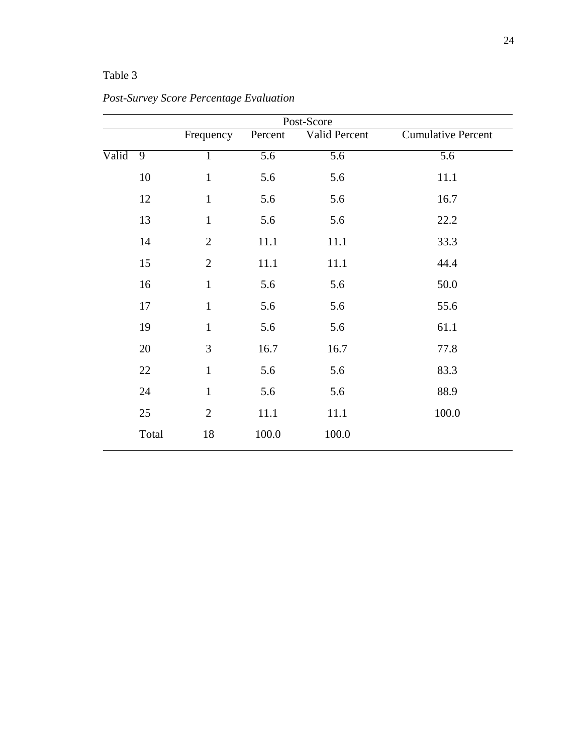Table 3

*Post-Survey Score Percentage Evaluation*

| | | Post-Score | | | |
|---|---|---|---|---|---|
| | | Frequency | Percent | Valid Percent | Cumulative Percent |
| Valid | 9 | 1 | 5.6 | 5.6 | 5.6 |
| | 10 | 1 | 5.6 | 5.6 | 11.1 |
| | 12 | 1 | 5.6 | 5.6 | 16.7 |
| | 13 | 1 | 5.6 | 5.6 | 22.2 |
| | 14 | 2 | 11.1 | 11.1 | 33.3 |
| | 15 | 2 | 11.1 | 11.1 | 44.4 |
| | 16 | 1 | 5.6 | 5.6 | 50.0 |
| | 17 | 1 | 5.6 | 5.6 | 55.6 |
| | 19 | 1 | 5.6 | 5.6 | 61.1 |
| | 20 | 3 | 16.7 | 16.7 | 77.8 |
| | 22 | 1 | 5.6 | 5.6 | 83.3 |
| | 24 | 1 | 5.6 | 5.6 | 88.9 |
| | 25 | 2 | 11.1 | 11.1 | 100.0 |
| | Total | 18 | 100.0 | 100.0 | |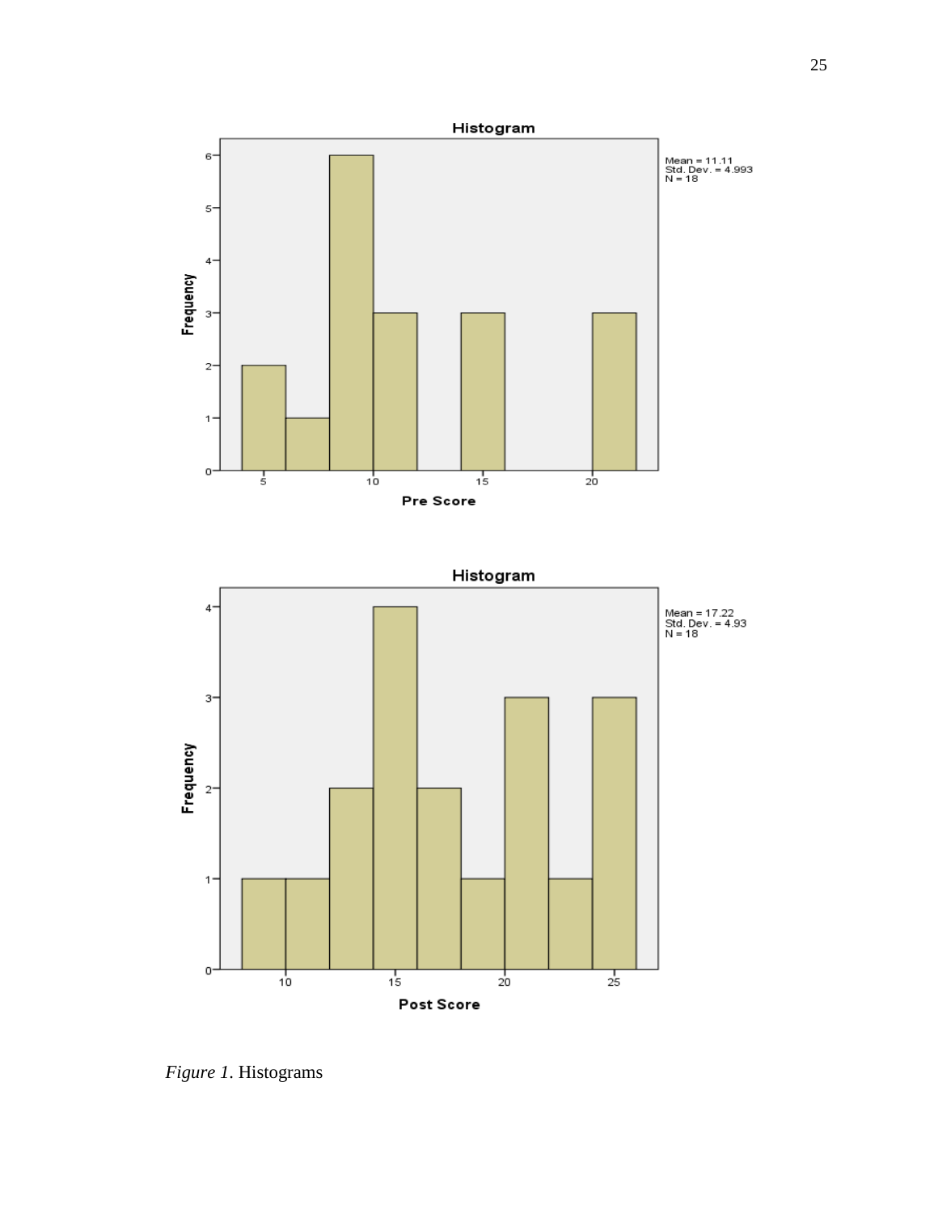*Figure 1*. Histograms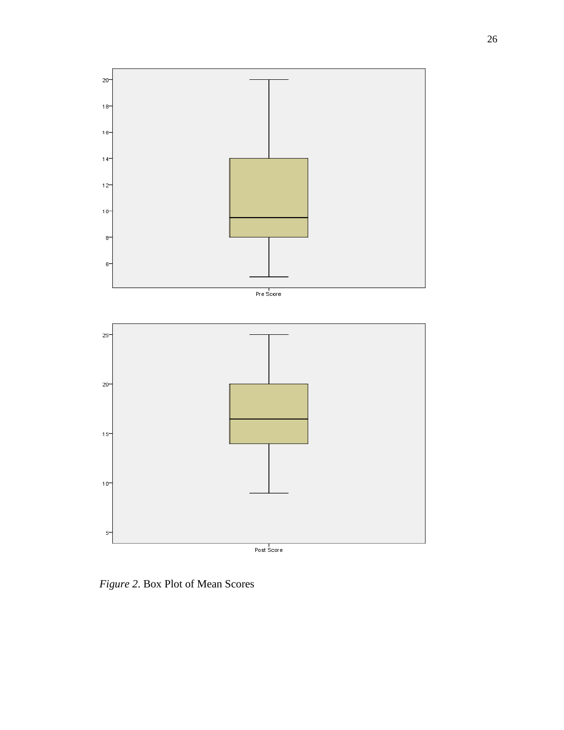*Figure 2*. Box Plot of Mean Scores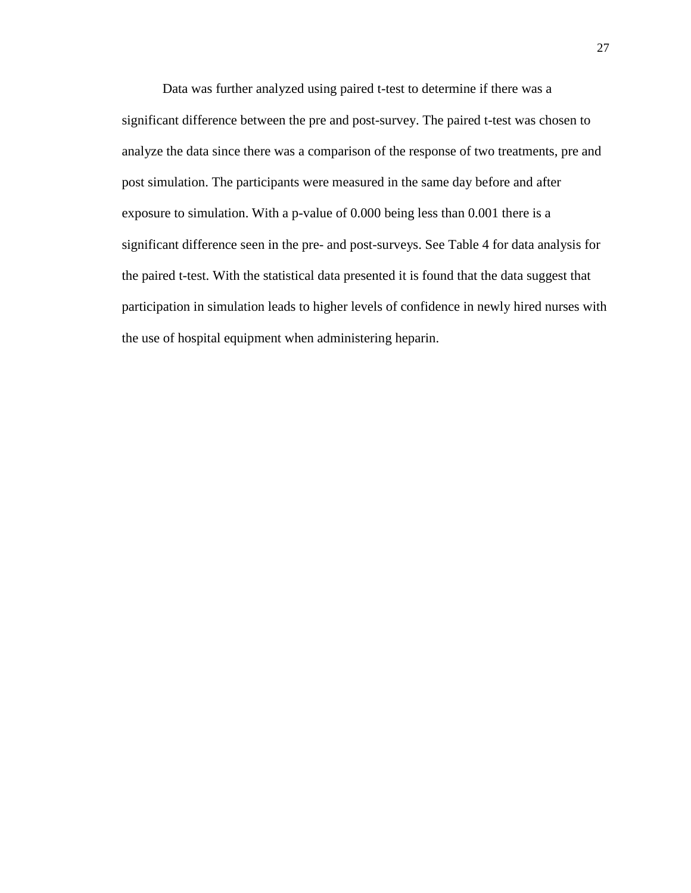Data was further analyzed using paired t-test to determine if there was a significant difference between the pre and post-survey. The paired t-test was chosen to analyze the data since there was a comparison of the response of two treatments, pre and post simulation. The participants were measured in the same day before and after exposure to simulation. With a p-value of 0.000 being less than 0.001 there is a significant difference seen in the pre- and post-surveys. See Table 4 for data analysis for the paired t-test. With the statistical data presented it is found that the data suggest that participation in simulation leads to higher levels of confidence in newly hired nurses with the use of hospital equipment when administering heparin.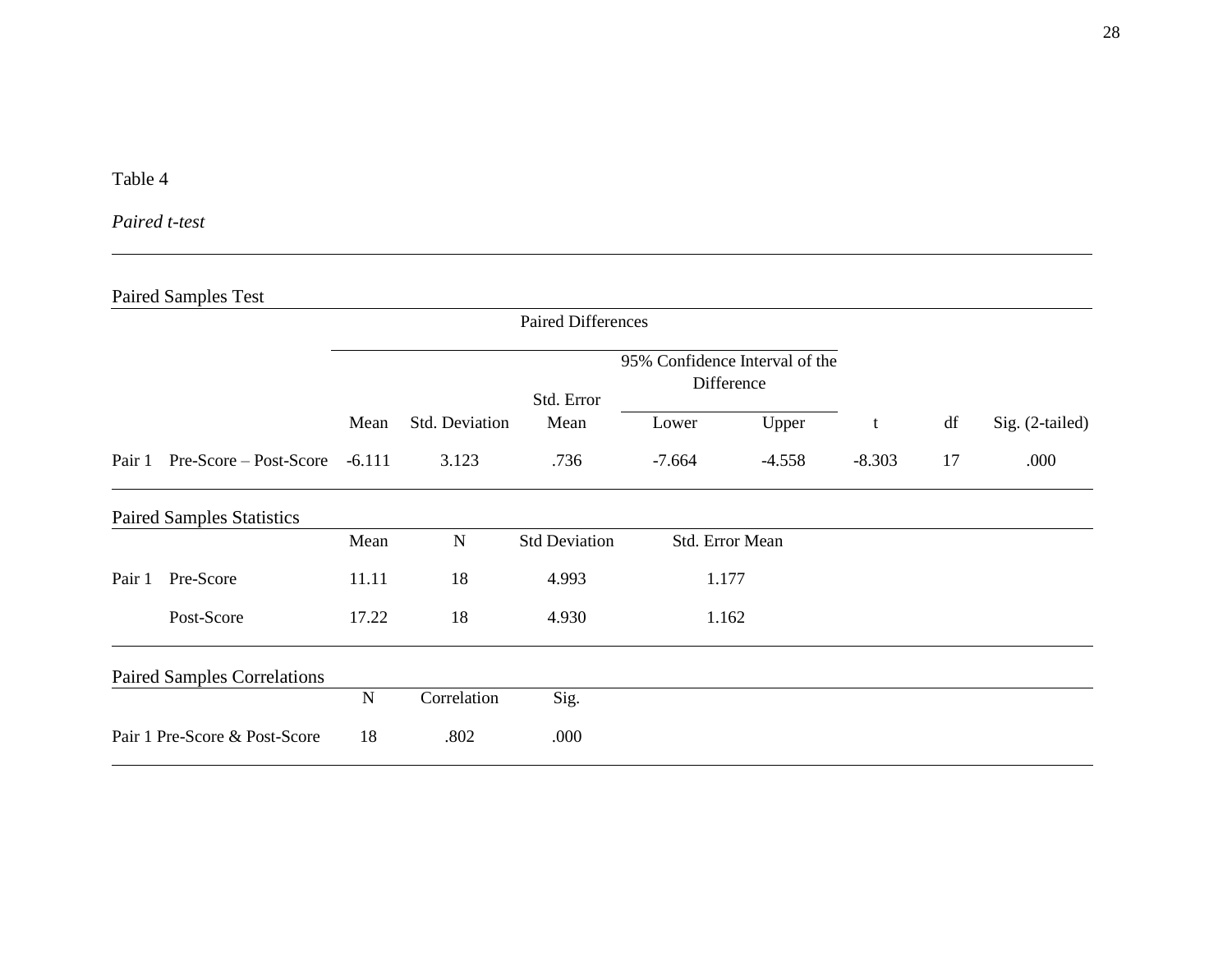Table 4

*Paired t-test*

Paired Samples Test

| | | Paired Differences | | | | | | | |
|---|---|---|---|---|---|---|---|---|---|
| | | | | | 95% Confidence Interval of the Difference | | | | |
| | | Mean | Std. Deviation | Std. Error Mean | Lower | Upper | t | df | Sig. (2-tailed) |
| Pair 1 | Pre-Score – Post-Score | -6.111 | 3.123 | .736 | -7.664 | -4.558 | -8.303 | 17 | .000 |

Paired Samples Statistics

| | | Mean | N | Std Deviation | Std. Error Mean |
|---|---|---|---|---|---|
| Pair 1 | Pre-Score | 11.11 | 18 | 4.993 | 1.177 |
| | Post-Score | 17.22 | 18 | 4.930 | 1.162 |

Paired Samples Correlations

| | N | Correlation | Sig. |
|---|---|---|---|
| Pair 1 Pre-Score & Post-Score | 18 | .802 | .000 |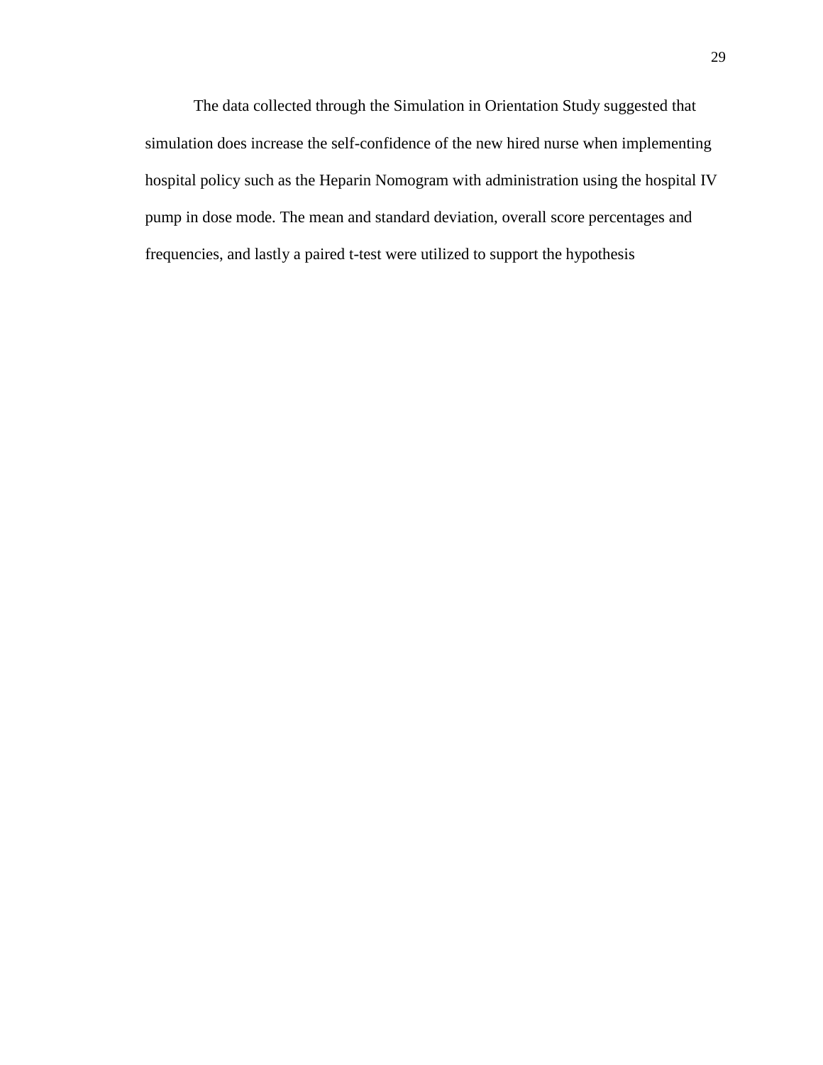The data collected through the Simulation in Orientation Study suggested that simulation does increase the self-confidence of the new hired nurse when implementing hospital policy such as the Heparin Nomogram with administration using the hospital IV pump in dose mode. The mean and standard deviation, overall score percentages and frequencies, and lastly a paired t-test were utilized to support the hypothesis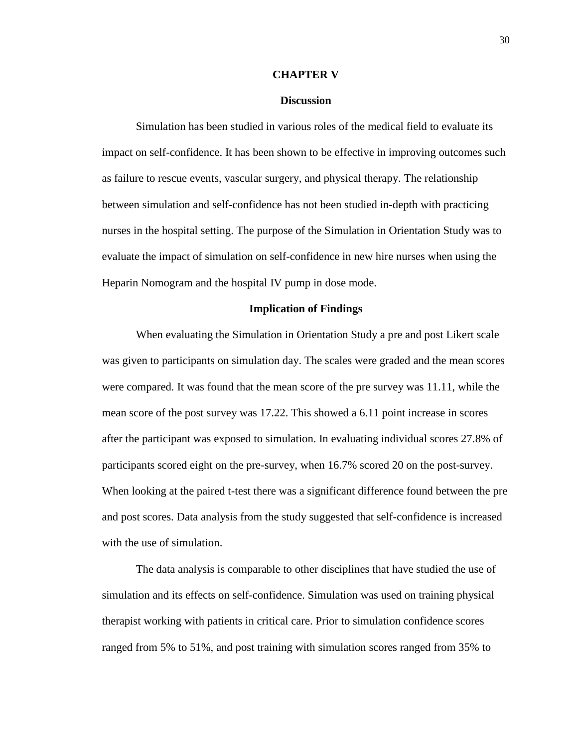# CHAPTER V

## Discussion

Simulation has been studied in various roles of the medical field to evaluate its impact on self-confidence. It has been shown to be effective in improving outcomes such as failure to rescue events, vascular surgery, and physical therapy. The relationship between simulation and self-confidence has not been studied in-depth with practicing nurses in the hospital setting. The purpose of the Simulation in Orientation Study was to evaluate the impact of simulation on self-confidence in new hire nurses when using the Heparin Nomogram and the hospital IV pump in dose mode.

### Implication of Findings

When evaluating the Simulation in Orientation Study a pre and post Likert scale was given to participants on simulation day. The scales were graded and the mean scores were compared. It was found that the mean score of the pre survey was 11.11, while the mean score of the post survey was 17.22. This showed a 6.11 point increase in scores after the participant was exposed to simulation. In evaluating individual scores 27.8% of participants scored eight on the pre-survey, when 16.7% scored 20 on the post-survey. When looking at the paired t-test there was a significant difference found between the pre and post scores. Data analysis from the study suggested that self-confidence is increased with the use of simulation.

The data analysis is comparable to other disciplines that have studied the use of simulation and its effects on self-confidence. Simulation was used on training physical therapist working with patients in critical care. Prior to simulation confidence scores ranged from 5% to 51%, and post training with simulation scores ranged from 35% to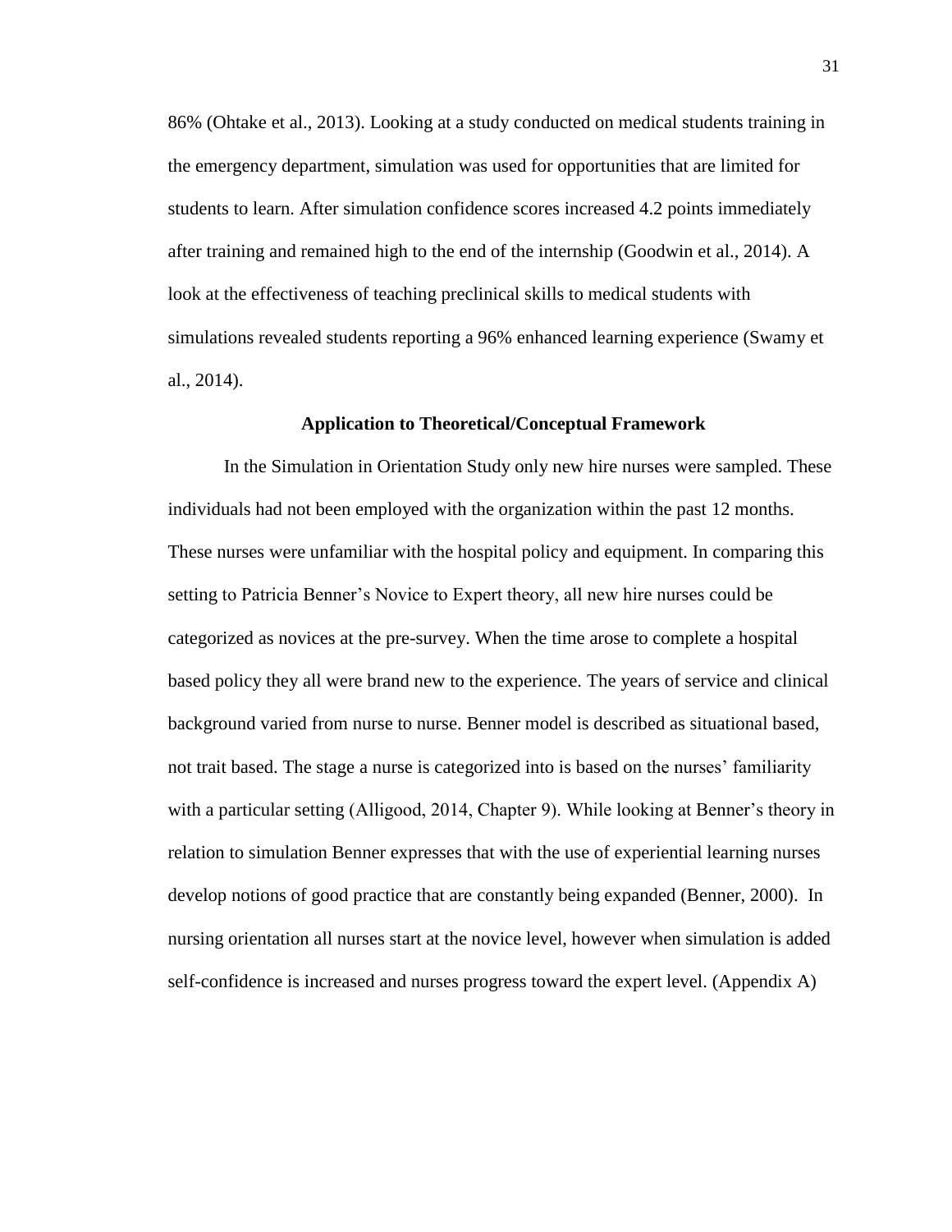86% (Ohtake et al., 2013). Looking at a study conducted on medical students training in the emergency department, simulation was used for opportunities that are limited for students to learn. After simulation confidence scores increased 4.2 points immediately after training and remained high to the end of the internship (Goodwin et al., 2014). A look at the effectiveness of teaching preclinical skills to medical students with simulations revealed students reporting a 96% enhanced learning experience (Swamy et al., 2014).

## Application to Theoretical/Conceptual Framework

In the Simulation in Orientation Study only new hire nurses were sampled. These individuals had not been employed with the organization within the past 12 months. These nurses were unfamiliar with the hospital policy and equipment. In comparing this setting to Patricia Benner's Novice to Expert theory, all new hire nurses could be categorized as novices at the pre-survey. When the time arose to complete a hospital based policy they all were brand new to the experience. The years of service and clinical background varied from nurse to nurse. Benner model is described as situational based, not trait based. The stage a nurse is categorized into is based on the nurses' familiarity with a particular setting (Alligood, 2014, Chapter 9). While looking at Benner's theory in relation to simulation Benner expresses that with the use of experiential learning nurses develop notions of good practice that are constantly being expanded (Benner, 2000). In nursing orientation all nurses start at the novice level, however when simulation is added self-confidence is increased and nurses progress toward the expert level. (Appendix A)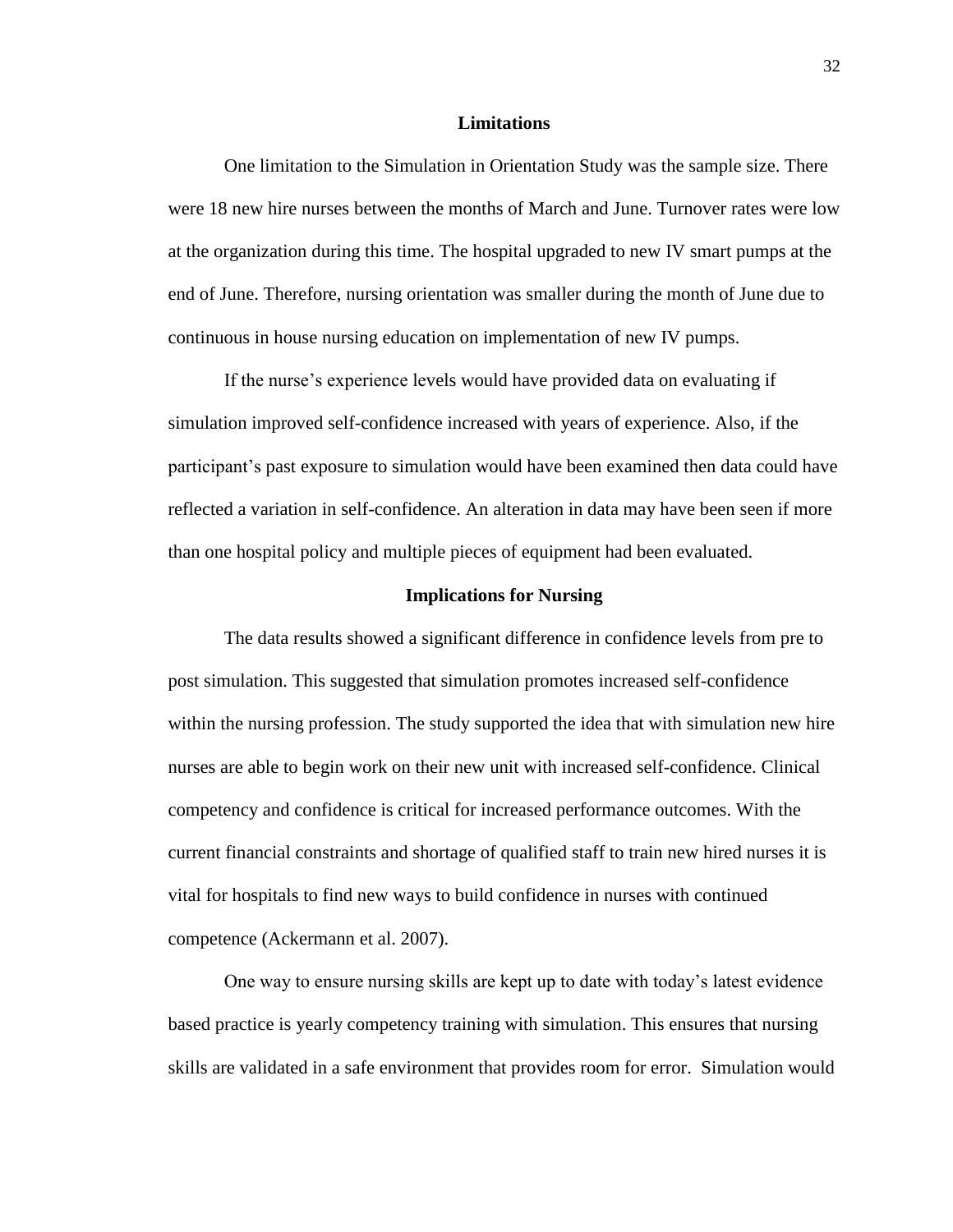## Limitations

One limitation to the Simulation in Orientation Study was the sample size. There were 18 new hire nurses between the months of March and June. Turnover rates were low at the organization during this time. The hospital upgraded to new IV smart pumps at the end of June. Therefore, nursing orientation was smaller during the month of June due to continuous in house nursing education on implementation of new IV pumps.

If the nurse's experience levels would have provided data on evaluating if simulation improved self-confidence increased with years of experience. Also, if the participant's past exposure to simulation would have been examined then data could have reflected a variation in self-confidence. An alteration in data may have been seen if more than one hospital policy and multiple pieces of equipment had been evaluated.

## Implications for Nursing

The data results showed a significant difference in confidence levels from pre to post simulation. This suggested that simulation promotes increased self-confidence within the nursing profession. The study supported the idea that with simulation new hire nurses are able to begin work on their new unit with increased self-confidence. Clinical competency and confidence is critical for increased performance outcomes. With the current financial constraints and shortage of qualified staff to train new hired nurses it is vital for hospitals to find new ways to build confidence in nurses with continued competence (Ackermann et al. 2007).

One way to ensure nursing skills are kept up to date with today's latest evidence based practice is yearly competency training with simulation. This ensures that nursing skills are validated in a safe environment that provides room for error. Simulation would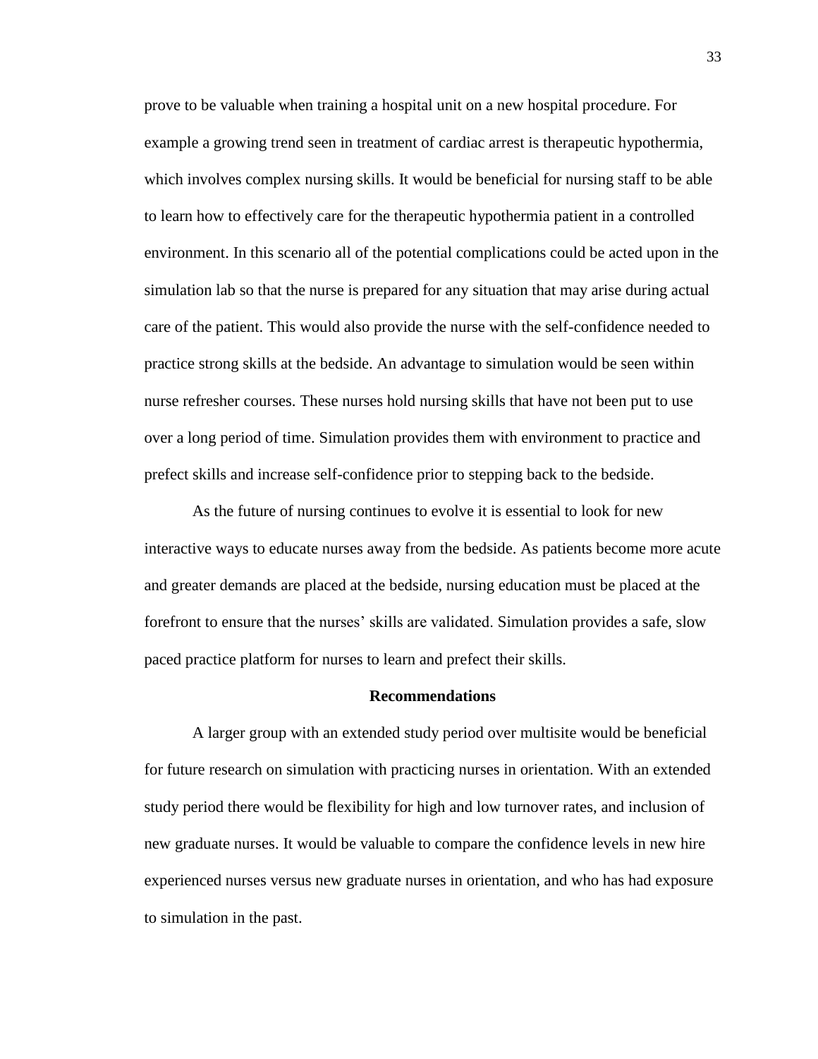prove to be valuable when training a hospital unit on a new hospital procedure. For example a growing trend seen in treatment of cardiac arrest is therapeutic hypothermia, which involves complex nursing skills. It would be beneficial for nursing staff to be able to learn how to effectively care for the therapeutic hypothermia patient in a controlled environment. In this scenario all of the potential complications could be acted upon in the simulation lab so that the nurse is prepared for any situation that may arise during actual care of the patient. This would also provide the nurse with the self-confidence needed to practice strong skills at the bedside. An advantage to simulation would be seen within nurse refresher courses. These nurses hold nursing skills that have not been put to use over a long period of time. Simulation provides them with environment to practice and prefect skills and increase self-confidence prior to stepping back to the bedside.

As the future of nursing continues to evolve it is essential to look for new interactive ways to educate nurses away from the bedside. As patients become more acute and greater demands are placed at the bedside, nursing education must be placed at the forefront to ensure that the nurses' skills are validated. Simulation provides a safe, slow paced practice platform for nurses to learn and prefect their skills.

## Recommendations

A larger group with an extended study period over multisite would be beneficial for future research on simulation with practicing nurses in orientation. With an extended study period there would be flexibility for high and low turnover rates, and inclusion of new graduate nurses. It would be valuable to compare the confidence levels in new hire experienced nurses versus new graduate nurses in orientation, and who has had exposure to simulation in the past.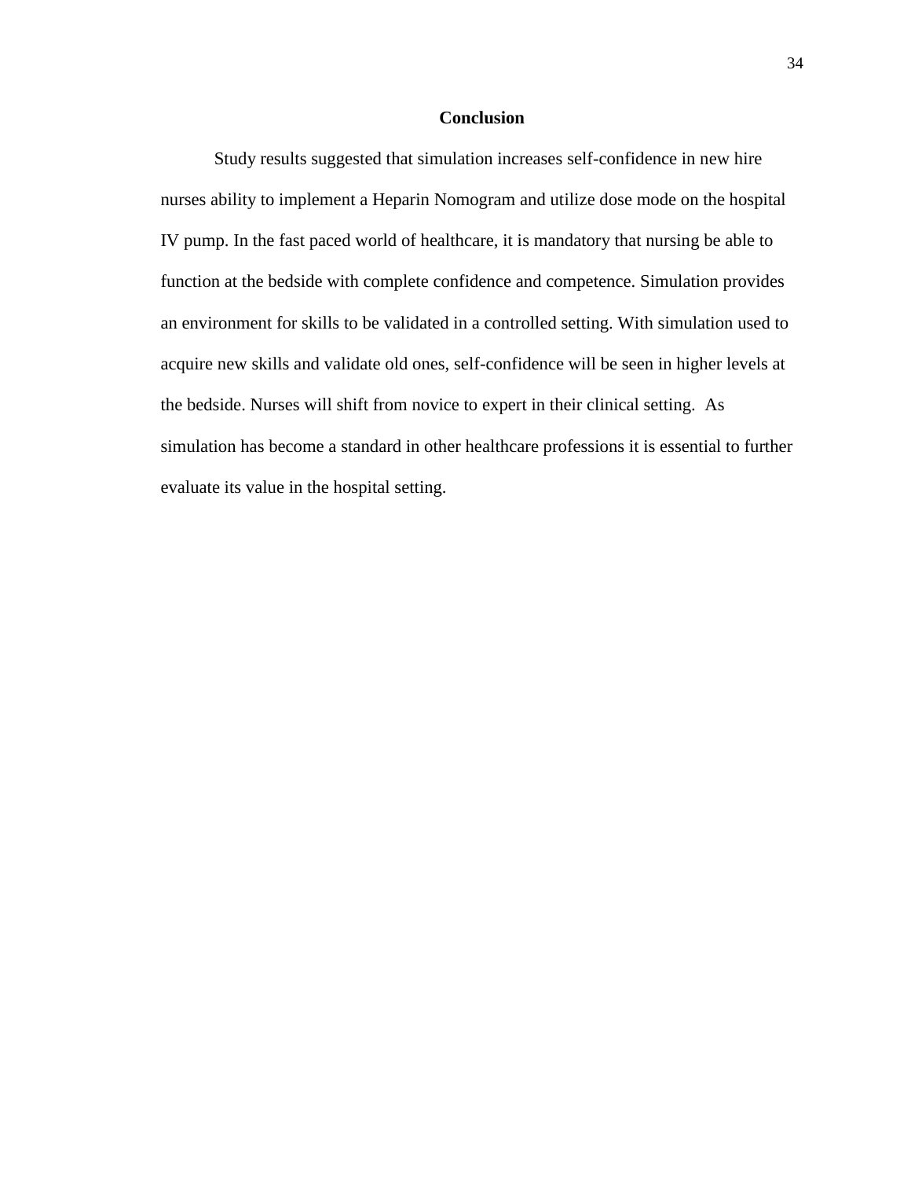## Conclusion

Study results suggested that simulation increases self-confidence in new hire nurses ability to implement a Heparin Nomogram and utilize dose mode on the hospital IV pump. In the fast paced world of healthcare, it is mandatory that nursing be able to function at the bedside with complete confidence and competence. Simulation provides an environment for skills to be validated in a controlled setting. With simulation used to acquire new skills and validate old ones, self-confidence will be seen in higher levels at the bedside. Nurses will shift from novice to expert in their clinical setting. As simulation has become a standard in other healthcare professions it is essential to further evaluate its value in the hospital setting.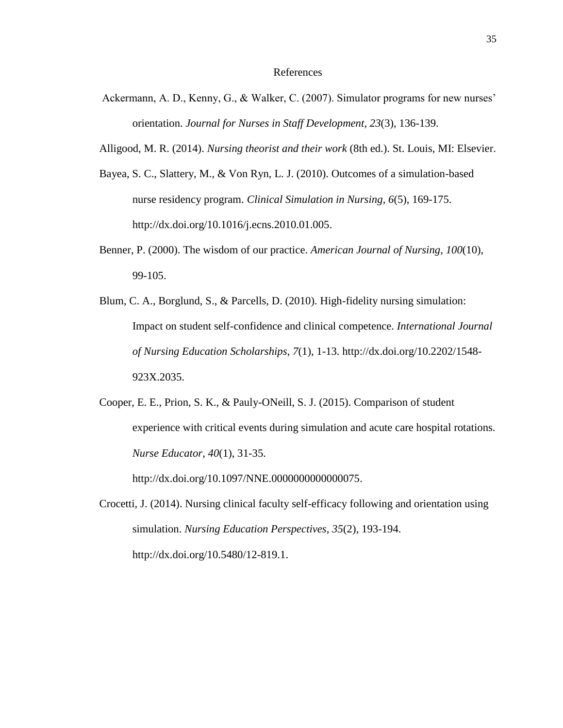# References

Ackermann, A. D., Kenny, G., & Walker, C. (2007). Simulator programs for new nurses' orientation. *Journal for Nurses in Staff Development*, *23*(3), 136-139.

Alligood, M. R. (2014). *Nursing theorist and their work* (8th ed.). St. Louis, MI: Elsevier.

Bayea, S. C., Slattery, M., & Von Ryn, L. J. (2010). Outcomes of a simulation-based nurse residency program. *Clinical Simulation in Nursing*, *6*(5), 169-175. http://dx.doi.org/10.1016/j.ecns.2010.01.005.

Benner, P. (2000). The wisdom of our practice. *American Journal of Nursing*, *100*(10), 99-105.

Blum, C. A., Borglund, S., & Parcells, D. (2010). High-fidelity nursing simulation: Impact on student self-confidence and clinical competence. *International Journal of Nursing Education Scholarships*, *7*(1), 1-13. http://dx.doi.org/10.2202/1548-923X.2035.

Cooper, E. E., Prion, S. K., & Pauly-ONeill, S. J. (2015). Comparison of student experience with critical events during simulation and acute care hospital rotations. *Nurse Educator*, *40*(1), 31-35. http://dx.doi.org/10.1097/NNE.0000000000000075.

Crocetti, J. (2014). Nursing clinical faculty self-efficacy following and orientation using simulation. *Nursing Education Perspectives*, *35*(2), 193-194. http://dx.doi.org/10.5480/12-819.1.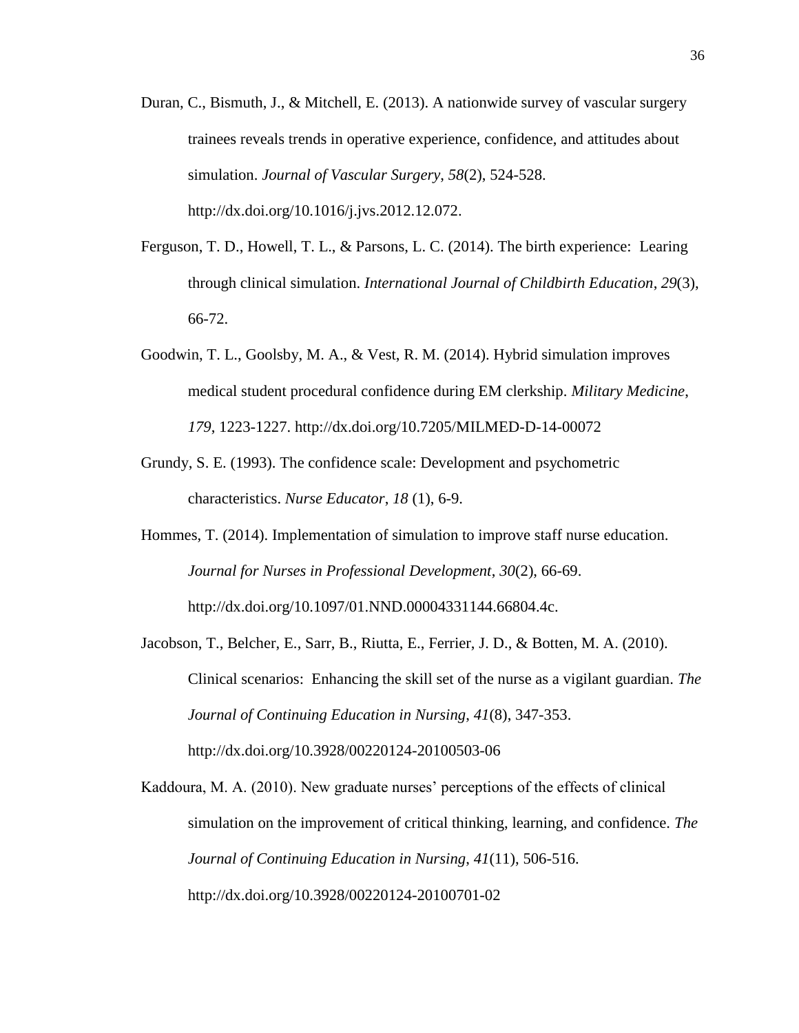Duran, C., Bismuth, J., & Mitchell, E. (2013). A nationwide survey of vascular surgery trainees reveals trends in operative experience, confidence, and attitudes about simulation. *Journal of Vascular Surgery*, *58*(2), 524-528. http://dx.doi.org/10.1016/j.jvs.2012.12.072.

Ferguson, T. D., Howell, T. L., & Parsons, L. C. (2014). The birth experience: Learing through clinical simulation. *International Journal of Childbirth Education*, *29*(3), 66-72.

Goodwin, T. L., Goolsby, M. A., & Vest, R. M. (2014). Hybrid simulation improves medical student procedural confidence during EM clerkship. *Military Medicine*, *179*, 1223-1227. http://dx.doi.org/10.7205/MILMED-D-14-00072

Grundy, S. E. (1993). The confidence scale: Development and psychometric characteristics. *Nurse Educator*, *18* (1), 6-9.

Hommes, T. (2014). Implementation of simulation to improve staff nurse education. *Journal for Nurses in Professional Development*, *30*(2), 66-69. http://dx.doi.org/10.1097/01.NND.00004331144.66804.4c.

Jacobson, T., Belcher, E., Sarr, B., Riutta, E., Ferrier, J. D., & Botten, M. A. (2010). Clinical scenarios: Enhancing the skill set of the nurse as a vigilant guardian. *The Journal of Continuing Education in Nursing*, *41*(8), 347-353. http://dx.doi.org/10.3928/00220124-20100503-06

Kaddoura, M. A. (2010). New graduate nurses' perceptions of the effects of clinical simulation on the improvement of critical thinking, learning, and confidence. *The Journal of Continuing Education in Nursing*, *41*(11), 506-516. http://dx.doi.org/10.3928/00220124-20100701-02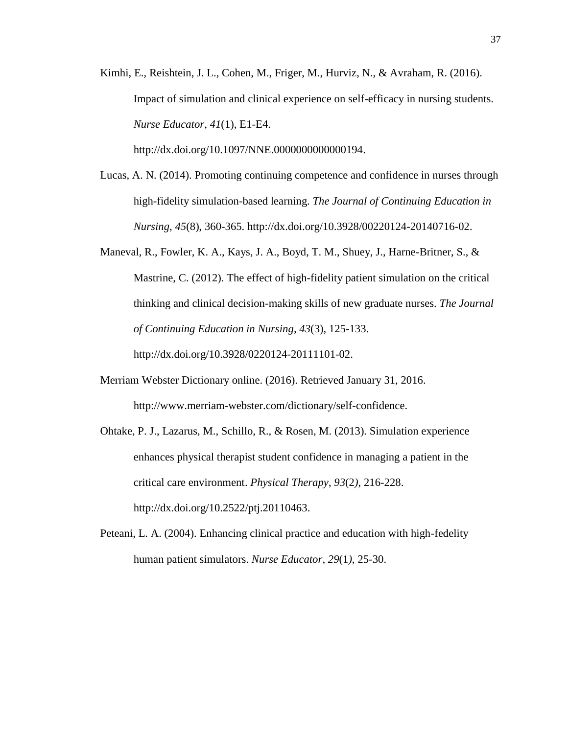Kimhi, E., Reishtein, J. L., Cohen, M., Friger, M., Hurviz, N., & Avraham, R. (2016). Impact of simulation and clinical experience on self-efficacy in nursing students. *Nurse Educator*, *41*(1), E1-E4. http://dx.doi.org/10.1097/NNE.0000000000000194.

Lucas, A. N. (2014). Promoting continuing competence and confidence in nurses through high-fidelity simulation-based learning. *The Journal of Continuing Education in Nursing*, *45*(8), 360-365. http://dx.doi.org/10.3928/00220124-20140716-02.

Maneval, R., Fowler, K. A., Kays, J. A., Boyd, T. M., Shuey, J., Harne-Britner, S., & Mastrine, C. (2012). The effect of high-fidelity patient simulation on the critical thinking and clinical decision-making skills of new graduate nurses. *The Journal of Continuing Education in Nursing*, *43*(3), 125-133. http://dx.doi.org/10.3928/0220124-20111101-02.

Merriam Webster Dictionary online. (2016). Retrieved January 31, 2016. http://www.merriam-webster.com/dictionary/self-confidence.

Ohtake, P. J., Lazarus, M., Schillo, R., & Rosen, M. (2013). Simulation experience enhances physical therapist student confidence in managing a patient in the critical care environment. *Physical Therapy*, *93*(2), 216-228. http://dx.doi.org/10.2522/ptj.20110463.

Peteani, L. A. (2004). Enhancing clinical practice and education with high-fedelity human patient simulators. *Nurse Educator*, *29*(1), 25-30.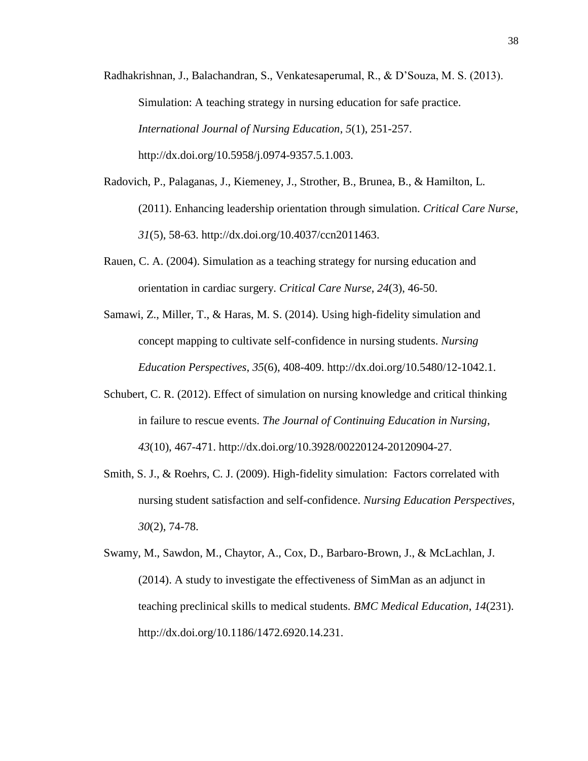Radhakrishnan, J., Balachandran, S., Venkatesaperumal, R., & D'Souza, M. S. (2013). Simulation: A teaching strategy in nursing education for safe practice. *International Journal of Nursing Education*, *5*(1), 251-257. http://dx.doi.org/10.5958/j.0974-9357.5.1.003.

Radovich, P., Palaganas, J., Kiemeney, J., Strother, B., Brunea, B., & Hamilton, L. (2011). Enhancing leadership orientation through simulation. *Critical Care Nurse*, *31*(5), 58-63. http://dx.doi.org/10.4037/ccn2011463.

Rauen, C. A. (2004). Simulation as a teaching strategy for nursing education and orientation in cardiac surgery. *Critical Care Nurse*, *24*(3), 46-50.

Samawi, Z., Miller, T., & Haras, M. S. (2014). Using high-fidelity simulation and concept mapping to cultivate self-confidence in nursing students. *Nursing Education Perspectives*, *35*(6), 408-409. http://dx.doi.org/10.5480/12-1042.1.

Schubert, C. R. (2012). Effect of simulation on nursing knowledge and critical thinking in failure to rescue events. *The Journal of Continuing Education in Nursing*, *43*(10), 467-471. http://dx.doi.org/10.3928/00220124-20120904-27.

Smith, S. J., & Roehrs, C. J. (2009). High-fidelity simulation: Factors correlated with nursing student satisfaction and self-confidence. *Nursing Education Perspectives*, *30*(2), 74-78.

Swamy, M., Sawdon, M., Chaytor, A., Cox, D., Barbaro-Brown, J., & McLachlan, J. (2014). A study to investigate the effectiveness of SimMan as an adjunct in teaching preclinical skills to medical students. *BMC Medical Education*, *14*(231). http://dx.doi.org/10.1186/1472.6920.14.231.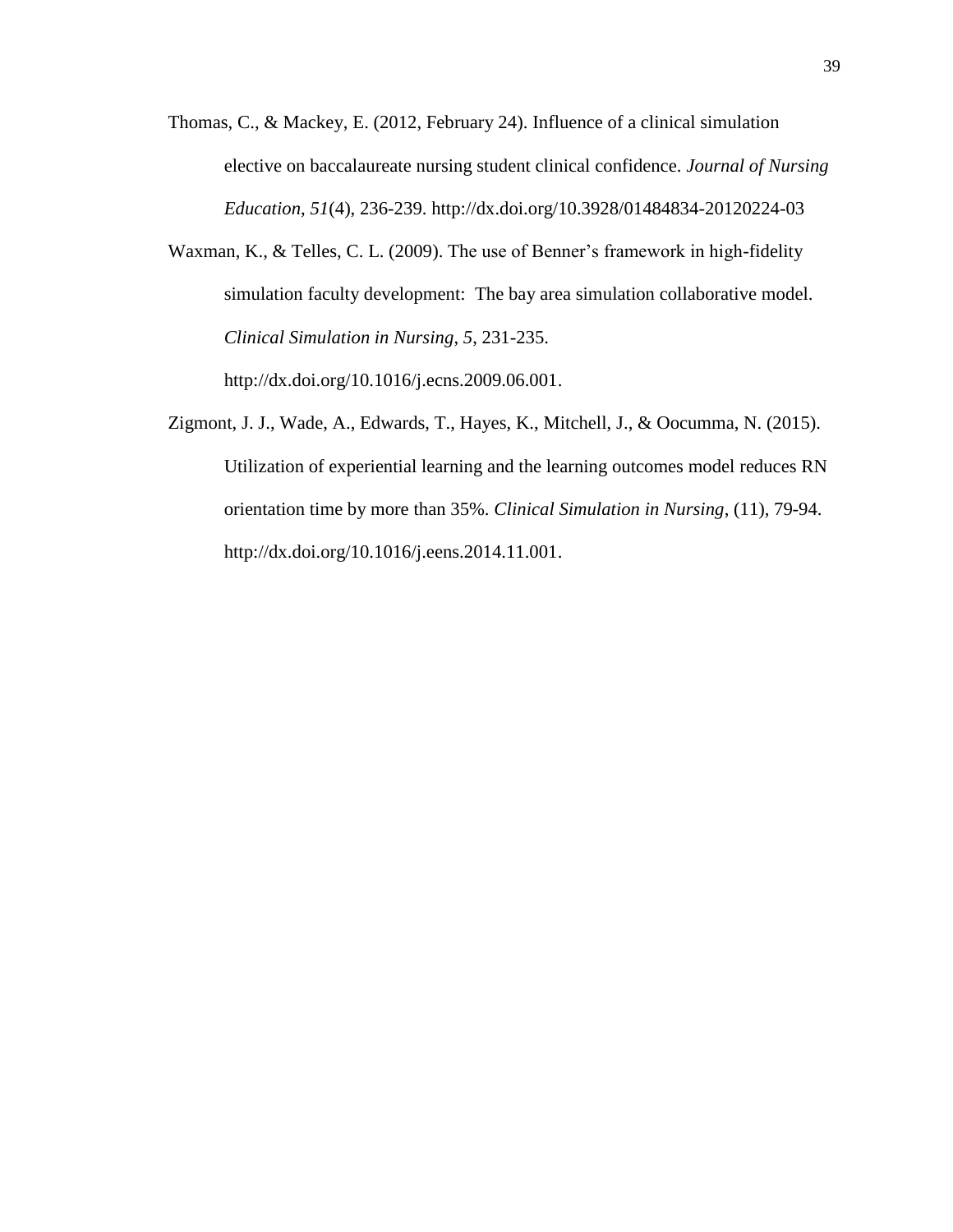Thomas, C., & Mackey, E. (2012, February 24). Influence of a clinical simulation elective on baccalaureate nursing student clinical confidence. *Journal of Nursing Education*, *51*(4), 236-239. http://dx.doi.org/10.3928/01484834-20120224-03

Waxman, K., & Telles, C. L. (2009). The use of Benner's framework in high-fidelity simulation faculty development: The bay area simulation collaborative model. *Clinical Simulation in Nursing*, *5*, 231-235. http://dx.doi.org/10.1016/j.ecns.2009.06.001.

Zigmont, J. J., Wade, A., Edwards, T., Hayes, K., Mitchell, J., & Oocumma, N. (2015). Utilization of experiential learning and the learning outcomes model reduces RN orientation time by more than 35%. *Clinical Simulation in Nursing*, (11), 79-94. http://dx.doi.org/10.1016/j.eens.2014.11.001.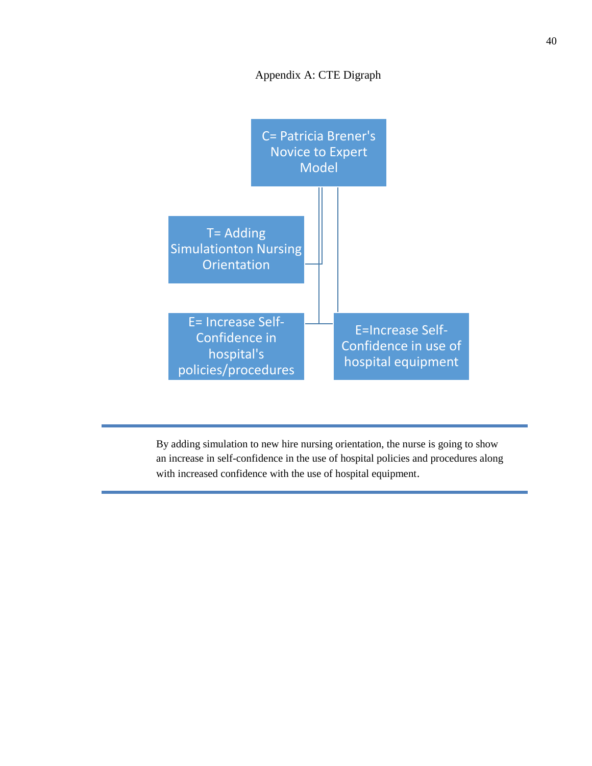Appendix A: CTE Digraph

C= Patricia Brener's Novice to Expert Model

T= Adding Simulationton Nursing Orientation

E= Increase Self-Confidence in hospital's policies/procedures

E=Increase Self-Confidence in use of hospital equipment

---

By adding simulation to new hire nursing orientation, the nurse is going to show an increase in self-confidence in the use of hospital policies and procedures along with increased confidence with the use of hospital equipment.

---